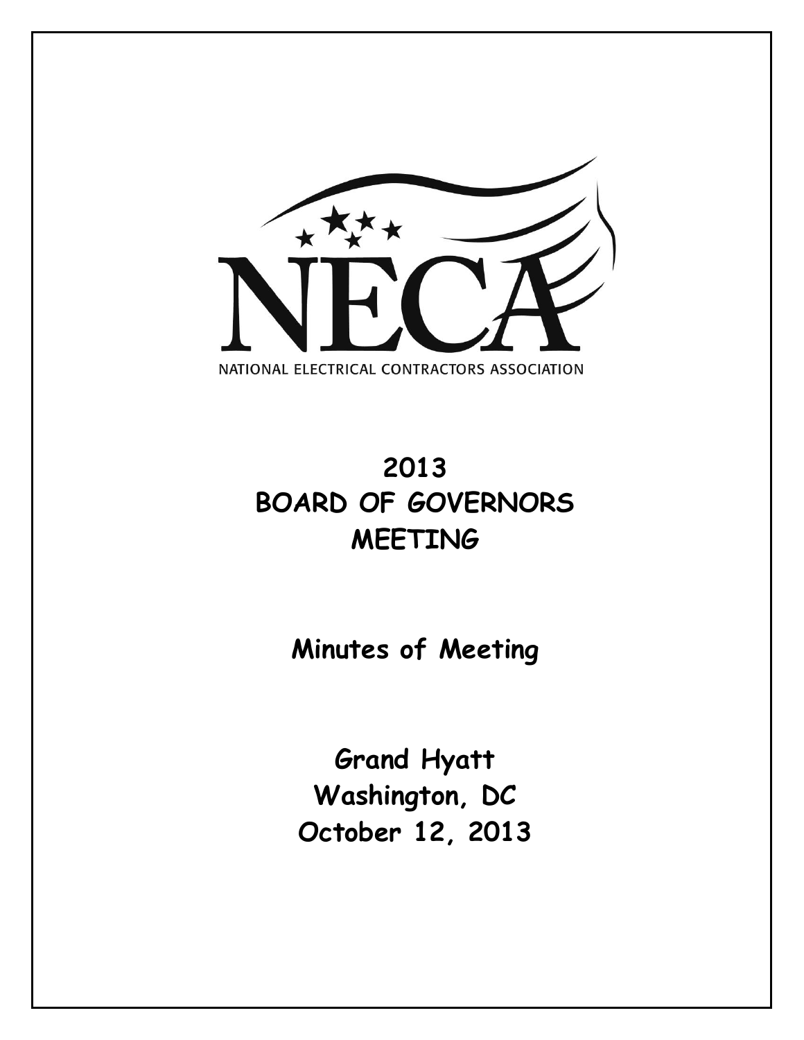NECA

NATIONAL ELECTRICAL CONTRACTORS ASSOCIATION

# 2013 BOARD OF GOVERNORS MEETING

## Minutes of Meeting

**Grand Hyatt**
**Washington, DC**
**October 12, 2013**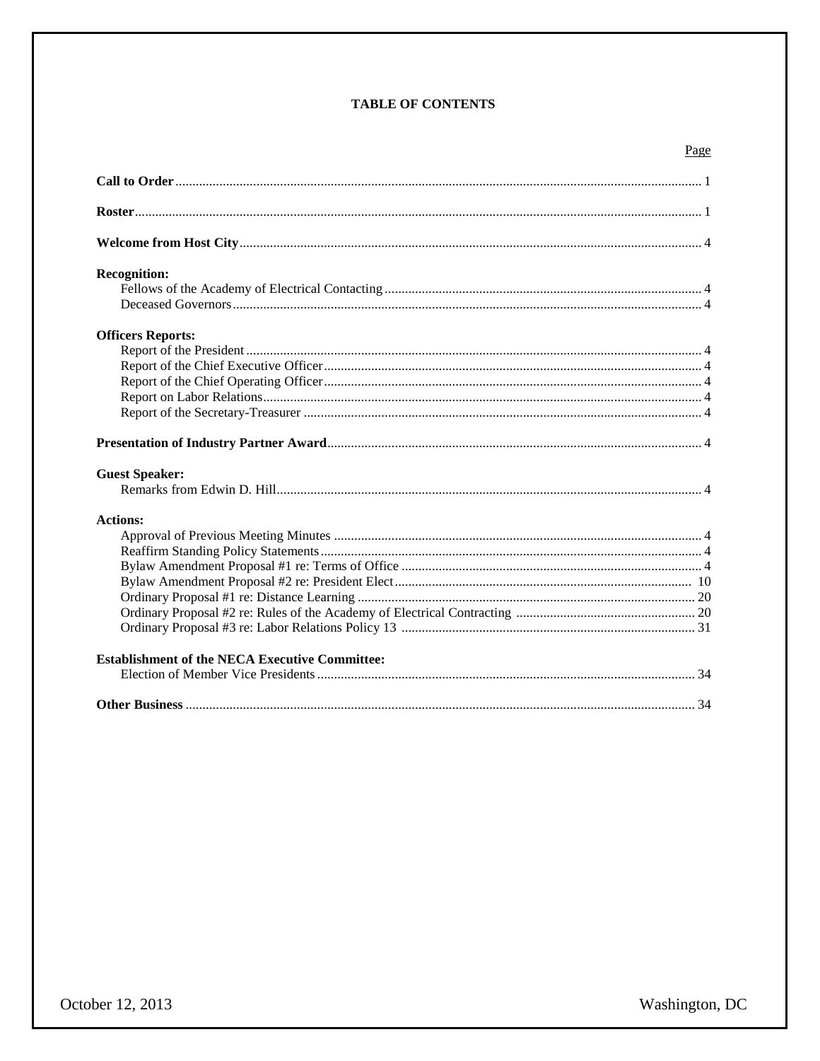# TABLE OF CONTENTS

| | Page |
|---|---|
| **Call to Order** | 1 |
| **Roster** | 1 |
| **Welcome from Host City** | 4 |
| **Recognition:** | |
| Fellows of the Academy of Electrical Contacting | 4 |
| Deceased Governors | 4 |
| **Officers Reports:** | |
| Report of the President | 4 |
| Report of the Chief Executive Officer | 4 |
| Report of the Chief Operating Officer | 4 |
| Report on Labor Relations | 4 |
| Report of the Secretary-Treasurer | 4 |
| **Presentation of Industry Partner Award** | 4 |
| **Guest Speaker:** | |
| Remarks from Edwin D. Hill | 4 |
| **Actions:** | |
| Approval of Previous Meeting Minutes | 4 |
| Reaffirm Standing Policy Statements | 4 |
| Bylaw Amendment Proposal #1 re: Terms of Office | 4 |
| Bylaw Amendment Proposal #2 re: President Elect | 10 |
| Ordinary Proposal #1 re: Distance Learning | 20 |
| Ordinary Proposal #2 re: Rules of the Academy of Electrical Contracting | 20 |
| Ordinary Proposal #3 re: Labor Relations Policy 13 | 31 |
| **Establishment of the NECA Executive Committee:** | |
| Election of Member Vice Presidents | 34 |
| **Other Business** | 34 |

October 12, 2013 Washington, DC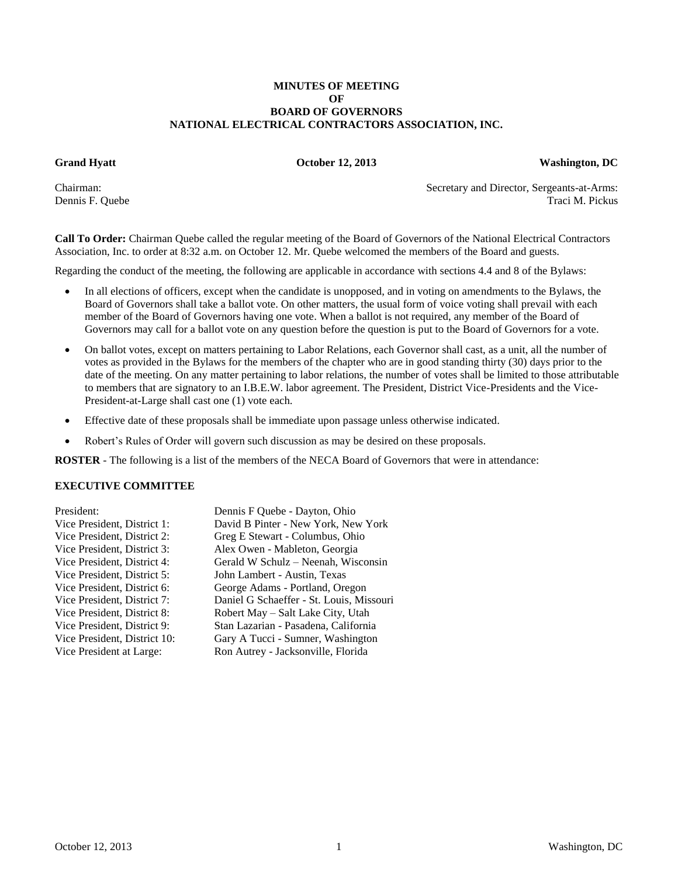**MINUTES OF MEETING**
**OF**
**BOARD OF GOVERNORS**
**NATIONAL ELECTRICAL CONTRACTORS ASSOCIATION, INC.**

**Grand Hyatt** | **October 12, 2013** | **Washington, DC**

Chairman: Dennis F. Quebe

Secretary and Director, Sergeants-at-Arms: Traci M. Pickus

**Call To Order:** Chairman Quebe called the regular meeting of the Board of Governors of the National Electrical Contractors Association, Inc. to order at 8:32 a.m. on October 12. Mr. Quebe welcomed the members of the Board and guests.

Regarding the conduct of the meeting, the following are applicable in accordance with sections 4.4 and 8 of the Bylaws:

- In all elections of officers, except when the candidate is unopposed, and in voting on amendments to the Bylaws, the Board of Governors shall take a ballot vote. On other matters, the usual form of voice voting shall prevail with each member of the Board of Governors having one vote. When a ballot is not required, any member of the Board of Governors may call for a ballot vote on any question before the question is put to the Board of Governors for a vote.
- On ballot votes, except on matters pertaining to Labor Relations, each Governor shall cast, as a unit, all the number of votes as provided in the Bylaws for the members of the chapter who are in good standing thirty (30) days prior to the date of the meeting. On any matter pertaining to labor relations, the number of votes shall be limited to those attributable to members that are signatory to an I.B.E.W. labor agreement. The President, District Vice-Presidents and the Vice-President-at-Large shall cast one (1) vote each.
- Effective date of these proposals shall be immediate upon passage unless otherwise indicated.
- Robert's Rules of Order will govern such discussion as may be desired on these proposals.

**ROSTER** - The following is a list of the members of the NECA Board of Governors that were in attendance:

**EXECUTIVE COMMITTEE**

| | |
|---|---|
| President: | Dennis F Quebe - Dayton, Ohio |
| Vice President, District 1: | David B Pinter - New York, New York |
| Vice President, District 2: | Greg E Stewart - Columbus, Ohio |
| Vice President, District 3: | Alex Owen - Mableton, Georgia |
| Vice President, District 4: | Gerald W Schulz – Neenah, Wisconsin |
| Vice President, District 5: | John Lambert - Austin, Texas |
| Vice President, District 6: | George Adams - Portland, Oregon |
| Vice President, District 7: | Daniel G Schaeffer - St. Louis, Missouri |
| Vice President, District 8: | Robert May – Salt Lake City, Utah |
| Vice President, District 9: | Stan Lazarian - Pasadena, California |
| Vice President, District 10: | Gary A Tucci - Sumner, Washington |
| Vice President at Large: | Ron Autrey - Jacksonville, Florida |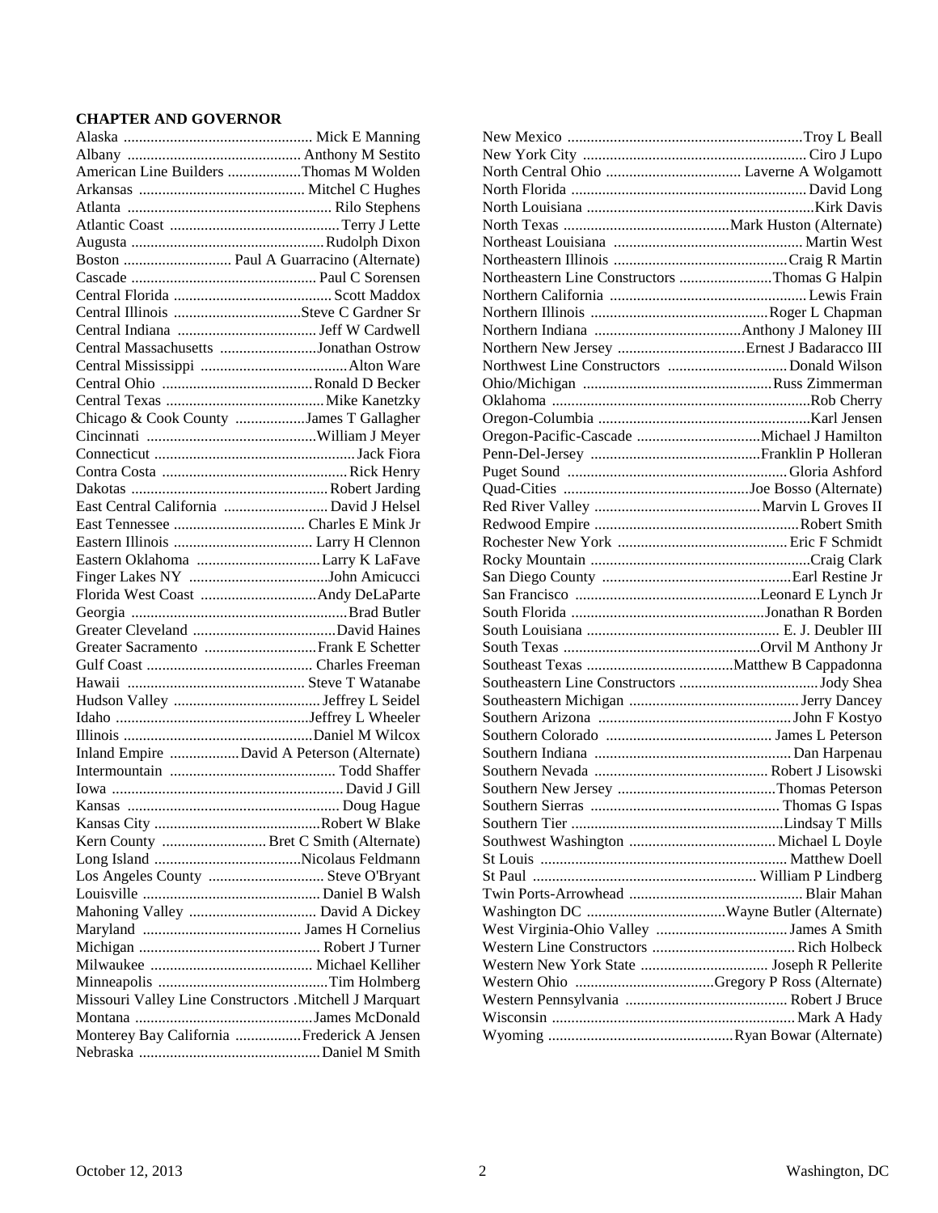**CHAPTER AND GOVERNOR**

| Chapter | Governor |
|---|---|
| Alaska | Mick E Manning |
| Albany | Anthony M Sestito |
| American Line Builders | Thomas M Wolden |
| Arkansas | Mitchel C Hughes |
| Atlanta | Rilo Stephens |
| Atlantic Coast | Terry J Lette |
| Augusta | Rudolph Dixon |
| Boston | Paul A Guarracino (Alternate) |
| Cascade | Paul C Sorensen |
| Central Florida | Scott Maddox |
| Central Illinois | Steve C Gardner Sr |
| Central Indiana | Jeff W Cardwell |
| Central Massachusetts | Jonathan Ostrow |
| Central Mississippi | Alton Ware |
| Central Ohio | Ronald D Becker |
| Central Texas | Mike Kanetzky |
| Chicago & Cook County | James T Gallagher |
| Cincinnati | William J Meyer |
| Connecticut | Jack Fiora |
| Contra Costa | Rick Henry |
| Dakotas | Robert Jarding |
| East Central California | David J Helsel |
| East Tennessee | Charles E Mink Jr |
| Eastern Illinois | Larry H Clennon |
| Eastern Oklahoma | Larry K LaFave |
| Finger Lakes NY | John Amicucci |
| Florida West Coast | Andy DeLaParte |
| Georgia | Brad Butler |
| Greater Cleveland | David Haines |
| Greater Sacramento | Frank E Schetter |
| Gulf Coast | Charles Freeman |
| Hawaii | Steve T Watanabe |
| Hudson Valley | Jeffrey L Seidel |
| Idaho | Jeffrey L Wheeler |
| Illinois | Daniel M Wilcox |
| Inland Empire | David A Peterson (Alternate) |
| Intermountain | Todd Shaffer |
| Iowa | David J Gill |
| Kansas | Doug Hague |
| Kansas City | Robert W Blake |
| Kern County | Bret C Smith (Alternate) |
| Long Island | Nicolaus Feldmann |
| Los Angeles County | Steve O'Bryant |
| Louisville | Daniel B Walsh |
| Mahoning Valley | David A Dickey |
| Maryland | James H Cornelius |
| Michigan | Robert J Turner |
| Milwaukee | Michael Kelliher |
| Minneapolis | Tim Holmberg |
| Missouri Valley Line Constructors | Mitchell J Marquart |
| Montana | James McDonald |
| Monterey Bay California | Frederick A Jensen |
| Nebraska | Daniel M Smith |
| New Mexico | Troy L Beall |
| New York City | Ciro J Lupo |
| North Central Ohio | Laverne A Wolgamott |
| North Florida | David Long |
| North Louisiana | Kirk Davis |
| North Texas | Mark Huston (Alternate) |
| Northeast Louisiana | Martin West |
| Northeastern Illinois | Craig R Martin |
| Northeastern Line Constructors | Thomas G Halpin |
| Northern California | Lewis Frain |
| Northern Illinois | Roger L Chapman |
| Northern Indiana | Anthony J Maloney III |
| Northern New Jersey | Ernest J Badaracco III |
| Northwest Line Constructors | Donald Wilson |
| Ohio/Michigan | Russ Zimmerman |
| Oklahoma | Rob Cherry |
| Oregon-Columbia | Karl Jensen |
| Oregon-Pacific-Cascade | Michael J Hamilton |
| Penn-Del-Jersey | Franklin P Holleran |
| Puget Sound | Gloria Ashford |
| Quad-Cities | Joe Bosso (Alternate) |
| Red River Valley | Marvin L Groves II |
| Redwood Empire | Robert Smith |
| Rochester New York | Eric F Schmidt |
| Rocky Mountain | Craig Clark |
| San Diego County | Earl Restine Jr |
| San Francisco | Leonard E Lynch Jr |
| South Florida | Jonathan R Borden |
| South Louisiana | E. J. Deubler III |
| South Texas | Orvil M Anthony Jr |
| Southeast Texas | Matthew B Cappadonna |
| Southeastern Line Constructors | Jody Shea |
| Southeastern Michigan | Jerry Dancey |
| Southern Arizona | John F Kostyo |
| Southern Colorado | James L Peterson |
| Southern Indiana | Dan Harpenau |
| Southern Nevada | Robert J Lisowski |
| Southern New Jersey | Thomas Peterson |
| Southern Sierras | Thomas G Ispas |
| Southern Tier | Lindsay T Mills |
| Southwest Washington | Michael L Doyle |
| St Louis | Matthew Doell |
| St Paul | William P Lindberg |
| Twin Ports-Arrowhead | Blair Mahan |
| Washington DC | Wayne Butler (Alternate) |
| West Virginia-Ohio Valley | James A Smith |
| Western Line Constructors | Rich Holbeck |
| Western New York State | Joseph R Pellerite |
| Western Ohio | Gregory P Ross (Alternate) |
| Western Pennsylvania | Robert J Bruce |
| Wisconsin | Mark A Hady |
| Wyoming | Ryan Bowar (Alternate) |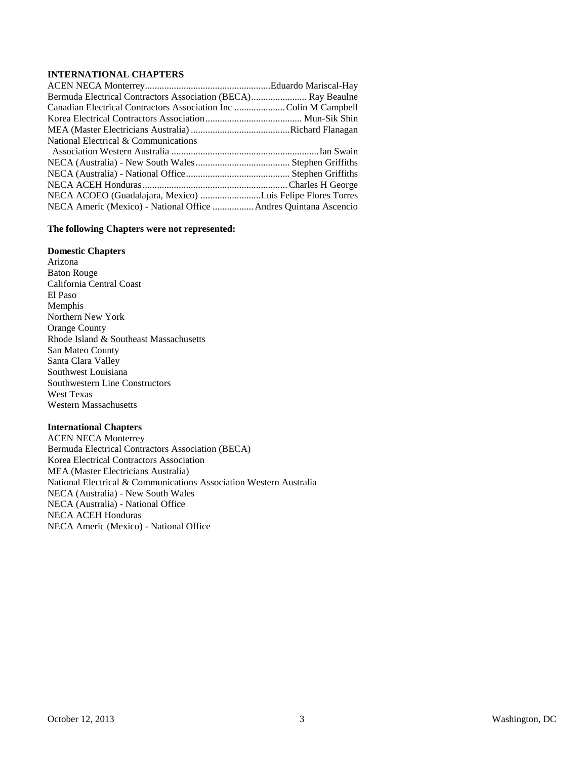### INTERNATIONAL CHAPTERS

| Chapter | Representative |
|---|---|
| ACEN NECA Monterrey | Eduardo Mariscal-Hay |
| Bermuda Electrical Contractors Association (BECA) | Ray Beaulne |
| Canadian Electrical Contractors Association Inc | Colin M Campbell |
| Korea Electrical Contractors Association | Mun-Sik Shin |
| MEA (Master Electricians Australia) | Richard Flanagan |
| National Electrical & Communications Association Western Australia | Ian Swain |
| NECA (Australia) - New South Wales | Stephen Griffiths |
| NECA (Australia) - National Office | Stephen Griffiths |
| NECA ACEH Honduras | Charles H George |
| NECA ACOEO (Guadalajara, Mexico) | Luis Felipe Flores Torres |
| NECA Americ (Mexico) - National Office | Andres Quintana Ascencio |

**The following Chapters were not represented:**

**Domestic Chapters**

Arizona
Baton Rouge
California Central Coast
El Paso
Memphis
Northern New York
Orange County
Rhode Island & Southeast Massachusetts
San Mateo County
Santa Clara Valley
Southwest Louisiana
Southwestern Line Constructors
West Texas
Western Massachusetts

**International Chapters**

ACEN NECA Monterrey
Bermuda Electrical Contractors Association (BECA)
Korea Electrical Contractors Association
MEA (Master Electricians Australia)
National Electrical & Communications Association Western Australia
NECA (Australia) - New South Wales
NECA (Australia) - National Office
NECA ACEH Honduras
NECA Americ (Mexico) - National Office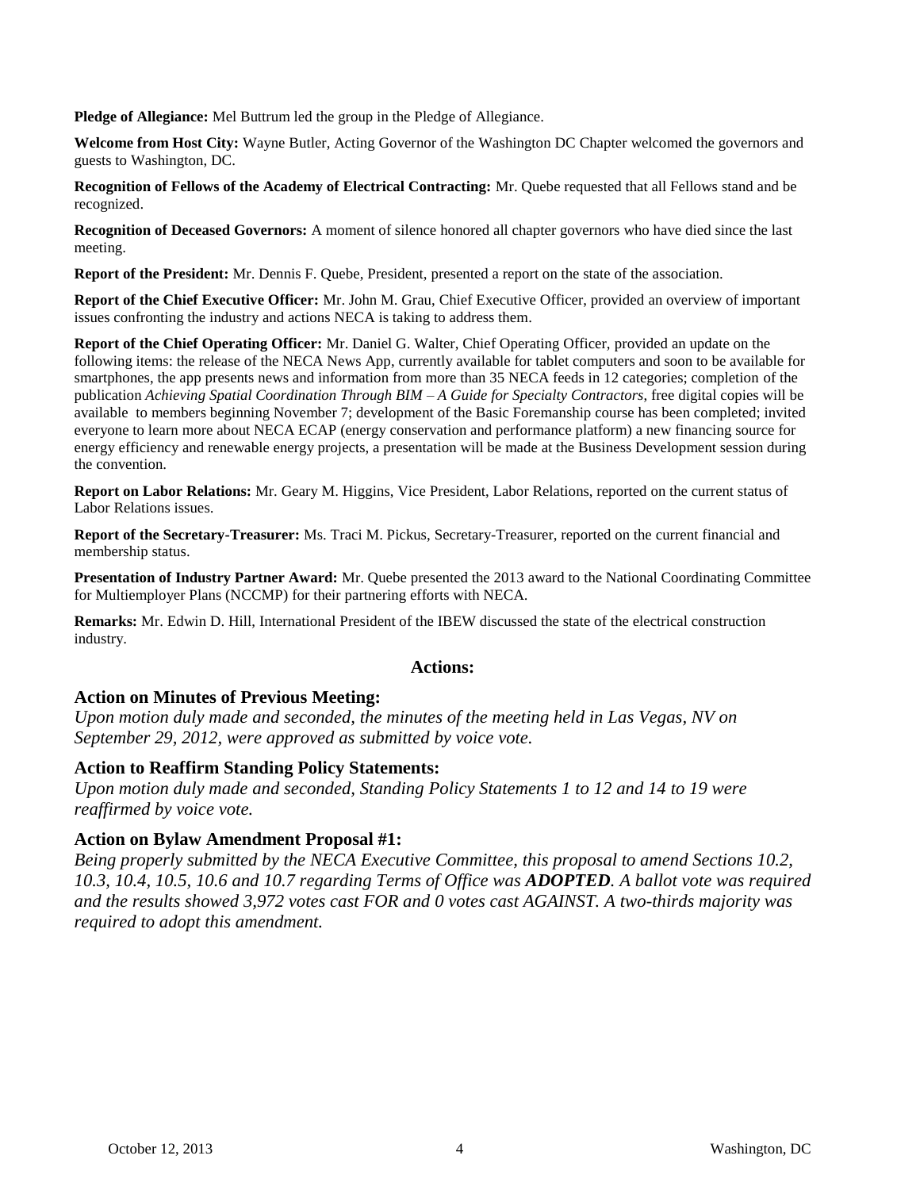**Pledge of Allegiance:** Mel Buttrum led the group in the Pledge of Allegiance.

**Welcome from Host City:** Wayne Butler, Acting Governor of the Washington DC Chapter welcomed the governors and guests to Washington, DC.

**Recognition of Fellows of the Academy of Electrical Contracting:** Mr. Quebe requested that all Fellows stand and be recognized.

**Recognition of Deceased Governors:** A moment of silence honored all chapter governors who have died since the last meeting.

**Report of the President:** Mr. Dennis F. Quebe, President, presented a report on the state of the association.

**Report of the Chief Executive Officer:** Mr. John M. Grau, Chief Executive Officer, provided an overview of important issues confronting the industry and actions NECA is taking to address them.

**Report of the Chief Operating Officer:** Mr. Daniel G. Walter, Chief Operating Officer, provided an update on the following items: the release of the NECA News App, currently available for tablet computers and soon to be available for smartphones, the app presents news and information from more than 35 NECA feeds in 12 categories; completion of the publication *Achieving Spatial Coordination Through BIM – A Guide for Specialty Contractors*, free digital copies will be available to members beginning November 7; development of the Basic Foremanship course has been completed; invited everyone to learn more about NECA ECAP (energy conservation and performance platform) a new financing source for energy efficiency and renewable energy projects, a presentation will be made at the Business Development session during the convention.

**Report on Labor Relations:** Mr. Geary M. Higgins, Vice President, Labor Relations, reported on the current status of Labor Relations issues.

**Report of the Secretary-Treasurer:** Ms. Traci M. Pickus, Secretary-Treasurer, reported on the current financial and membership status.

**Presentation of Industry Partner Award:** Mr. Quebe presented the 2013 award to the National Coordinating Committee for Multiemployer Plans (NCCMP) for their partnering efforts with NECA.

**Remarks:** Mr. Edwin D. Hill, International President of the IBEW discussed the state of the electrical construction industry.

## Actions:

### Action on Minutes of Previous Meeting:

*Upon motion duly made and seconded, the minutes of the meeting held in Las Vegas, NV on September 29, 2012, were approved as submitted by voice vote.*

### Action to Reaffirm Standing Policy Statements:

*Upon motion duly made and seconded, Standing Policy Statements 1 to 12 and 14 to 19 were reaffirmed by voice vote.*

### Action on Bylaw Amendment Proposal #1:

*Being properly submitted by the NECA Executive Committee, this proposal to amend Sections 10.2, 10.3, 10.4, 10.5, 10.6 and 10.7 regarding Terms of Office was* ***ADOPTED****. A ballot vote was required and the results showed 3,972 votes cast FOR and 0 votes cast AGAINST. A two-thirds majority was required to adopt this amendment.*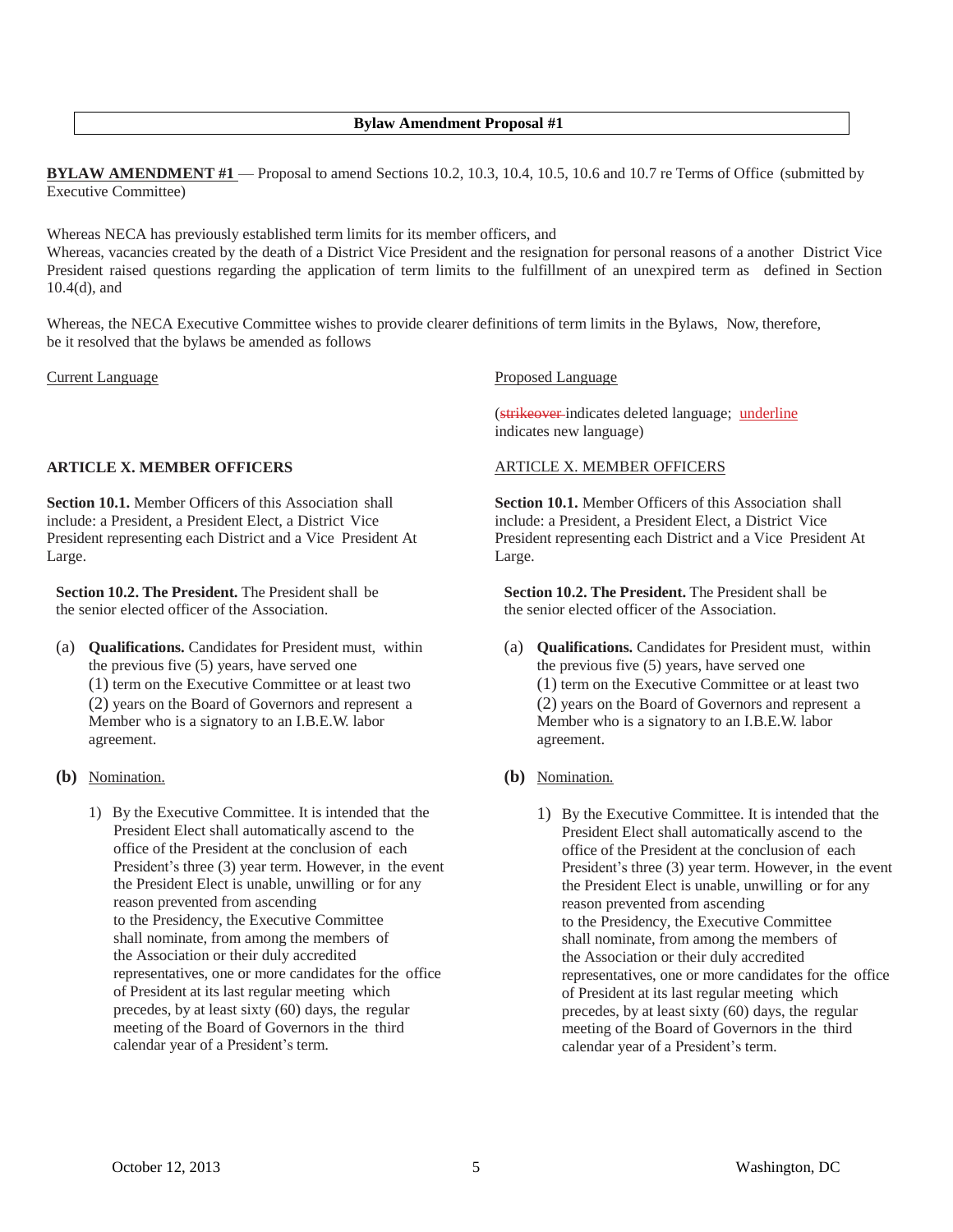**Bylaw Amendment Proposal #1**

**BYLAW AMENDMENT #1** — Proposal to amend Sections 10.2, 10.3, 10.4, 10.5, 10.6 and 10.7 re Terms of Office (submitted by Executive Committee)

Whereas NECA has previously established term limits for its member officers, and

Whereas, vacancies created by the death of a District Vice President and the resignation for personal reasons of a another District Vice President raised questions regarding the application of term limits to the fulfillment of an unexpired term as defined in Section 10.4(d), and

Whereas, the NECA Executive Committee wishes to provide clearer definitions of term limits in the Bylaws, Now, therefore, be it resolved that the bylaws be amended as follows

Current Language

**ARTICLE X. MEMBER OFFICERS**

**Section 10.1.** Member Officers of this Association shall include: a President, a President Elect, a District Vice President representing each District and a Vice President At Large.

**Section 10.2. The President.** The President shall be the senior elected officer of the Association.

(a) **Qualifications.** Candidates for President must, within the previous five (5) years, have served one (1) term on the Executive Committee or at least two (2) years on the Board of Governors and represent a Member who is a signatory to an I.B.E.W. labor agreement.

**(b)** Nomination.

1) By the Executive Committee. It is intended that the President Elect shall automatically ascend to the office of the President at the conclusion of each President's three (3) year term. However, in the event the President Elect is unable, unwilling or for any reason prevented from ascending to the Presidency, the Executive Committee shall nominate, from among the members of the Association or their duly accredited representatives, one or more candidates for the office of President at its last regular meeting which precedes, by at least sixty (60) days, the regular meeting of the Board of Governors in the third calendar year of a President's term.

Proposed Language

(~~strikeover~~ indicates deleted language; underline indicates new language)

ARTICLE X. MEMBER OFFICERS

**Section 10.1.** Member Officers of this Association shall include: a President, a President Elect, a District Vice President representing each District and a Vice President At Large.

**Section 10.2. The President.** The President shall be the senior elected officer of the Association.

(a) **Qualifications.** Candidates for President must, within the previous five (5) years, have served one (1) term on the Executive Committee or at least two (2) years on the Board of Governors and represent a Member who is a signatory to an I.B.E.W. labor agreement.

**(b)** Nomination.

1) By the Executive Committee. It is intended that the President Elect shall automatically ascend to the office of the President at the conclusion of each President's three (3) year term. However, in the event the President Elect is unable, unwilling or for any reason prevented from ascending to the Presidency, the Executive Committee shall nominate, from among the members of the Association or their duly accredited representatives, one or more candidates for the office of President at its last regular meeting which precedes, by at least sixty (60) days, the regular meeting of the Board of Governors in the third calendar year of a President's term.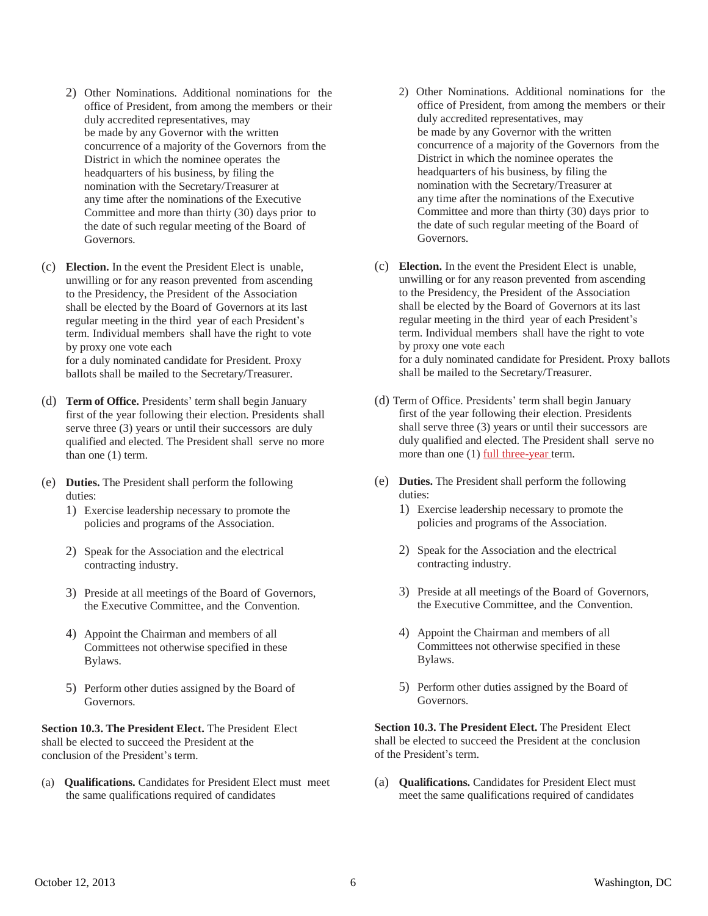2) Other Nominations. Additional nominations for the office of President, from among the members or their duly accredited representatives, may be made by any Governor with the written concurrence of a majority of the Governors from the District in which the nominee operates the headquarters of his business, by filing the nomination with the Secretary/Treasurer at any time after the nominations of the Executive Committee and more than thirty (30) days prior to the date of such regular meeting of the Board of Governors.

(c) **Election.** In the event the President Elect is unable, unwilling or for any reason prevented from ascending to the Presidency, the President of the Association shall be elected by the Board of Governors at its last regular meeting in the third year of each President's term. Individual members shall have the right to vote by proxy one vote each for a duly nominated candidate for President. Proxy ballots shall be mailed to the Secretary/Treasurer.

(d) **Term of Office.** Presidents' term shall begin January first of the year following their election. Presidents shall serve three (3) years or until their successors are duly qualified and elected. The President shall serve no more than one (1) term.

(e) **Duties.** The President shall perform the following duties:

1) Exercise leadership necessary to promote the policies and programs of the Association.

2) Speak for the Association and the electrical contracting industry.

3) Preside at all meetings of the Board of Governors, the Executive Committee, and the Convention.

4) Appoint the Chairman and members of all Committees not otherwise specified in these Bylaws.

5) Perform other duties assigned by the Board of Governors.

**Section 10.3. The President Elect.** The President Elect shall be elected to succeed the President at the conclusion of the President's term.

(a) **Qualifications.** Candidates for President Elect must meet the same qualifications required of candidates

2) Other Nominations. Additional nominations for the office of President, from among the members or their duly accredited representatives, may be made by any Governor with the written concurrence of a majority of the Governors from the District in which the nominee operates the headquarters of his business, by filing the nomination with the Secretary/Treasurer at any time after the nominations of the Executive Committee and more than thirty (30) days prior to the date of such regular meeting of the Board of Governors.

(c) **Election.** In the event the President Elect is unable, unwilling or for any reason prevented from ascending to the Presidency, the President of the Association shall be elected by the Board of Governors at its last regular meeting in the third year of each President's term. Individual members shall have the right to vote by proxy one vote each for a duly nominated candidate for President. Proxy ballots shall be mailed to the Secretary/Treasurer.

(d) Term of Office. Presidents' term shall begin January first of the year following their election. Presidents shall serve three (3) years or until their successors are duly qualified and elected. The President shall serve no more than one (1) full three-year term.

(e) **Duties.** The President shall perform the following duties:

1) Exercise leadership necessary to promote the policies and programs of the Association.

2) Speak for the Association and the electrical contracting industry.

3) Preside at all meetings of the Board of Governors, the Executive Committee, and the Convention.

4) Appoint the Chairman and members of all Committees not otherwise specified in these Bylaws.

5) Perform other duties assigned by the Board of Governors.

**Section 10.3. The President Elect.** The President Elect shall be elected to succeed the President at the conclusion of the President's term.

(a) **Qualifications.** Candidates for President Elect must meet the same qualifications required of candidates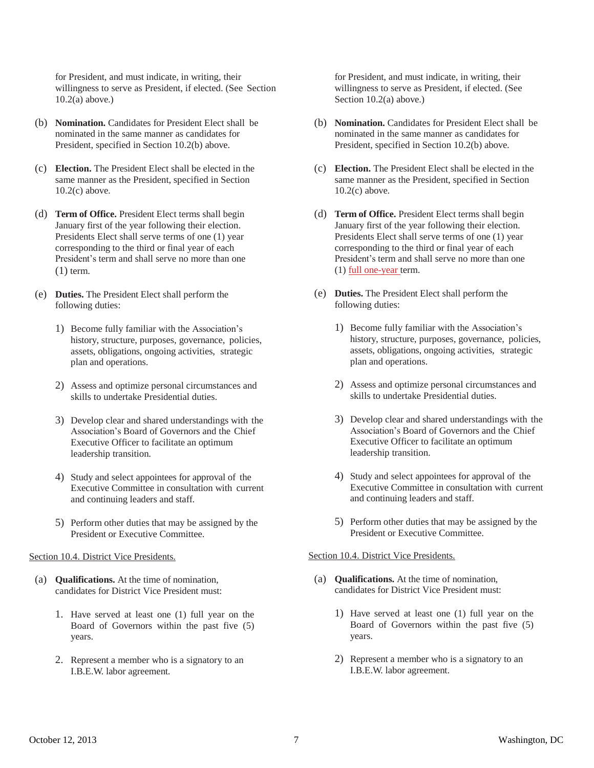for President, and must indicate, in writing, their willingness to serve as President, if elected. (See Section 10.2(a) above.)

(b) **Nomination.** Candidates for President Elect shall be nominated in the same manner as candidates for President, specified in Section 10.2(b) above.

(c) **Election.** The President Elect shall be elected in the same manner as the President, specified in Section 10.2(c) above.

(d) **Term of Office.** President Elect terms shall begin January first of the year following their election. Presidents Elect shall serve terms of one (1) year corresponding to the third or final year of each President's term and shall serve no more than one (1) term.

(e) **Duties.** The President Elect shall perform the following duties:

1) Become fully familiar with the Association's history, structure, purposes, governance, policies, assets, obligations, ongoing activities, strategic plan and operations.

2) Assess and optimize personal circumstances and skills to undertake Presidential duties.

3) Develop clear and shared understandings with the Association's Board of Governors and the Chief Executive Officer to facilitate an optimum leadership transition.

4) Study and select appointees for approval of the Executive Committee in consultation with current and continuing leaders and staff.

5) Perform other duties that may be assigned by the President or Executive Committee.

Section 10.4. District Vice Presidents.

(a) **Qualifications.** At the time of nomination, candidates for District Vice President must:

1. Have served at least one (1) full year on the Board of Governors within the past five (5) years.

2. Represent a member who is a signatory to an I.B.E.W. labor agreement.

for President, and must indicate, in writing, their willingness to serve as President, if elected. (See Section 10.2(a) above.)

(b) **Nomination.** Candidates for President Elect shall be nominated in the same manner as candidates for President, specified in Section 10.2(b) above.

(c) **Election.** The President Elect shall be elected in the same manner as the President, specified in Section 10.2(c) above.

(d) **Term of Office.** President Elect terms shall begin January first of the year following their election. Presidents Elect shall serve terms of one (1) year corresponding to the third or final year of each President's term and shall serve no more than one (1) full one-year term.

(e) **Duties.** The President Elect shall perform the following duties:

1) Become fully familiar with the Association's history, structure, purposes, governance, policies, assets, obligations, ongoing activities, strategic plan and operations.

2) Assess and optimize personal circumstances and skills to undertake Presidential duties.

3) Develop clear and shared understandings with the Association's Board of Governors and the Chief Executive Officer to facilitate an optimum leadership transition.

4) Study and select appointees for approval of the Executive Committee in consultation with current and continuing leaders and staff.

5) Perform other duties that may be assigned by the President or Executive Committee.

Section 10.4. District Vice Presidents.

(a) **Qualifications.** At the time of nomination, candidates for District Vice President must:

1) Have served at least one (1) full year on the Board of Governors within the past five (5) years.

2) Represent a member who is a signatory to an I.B.E.W. labor agreement.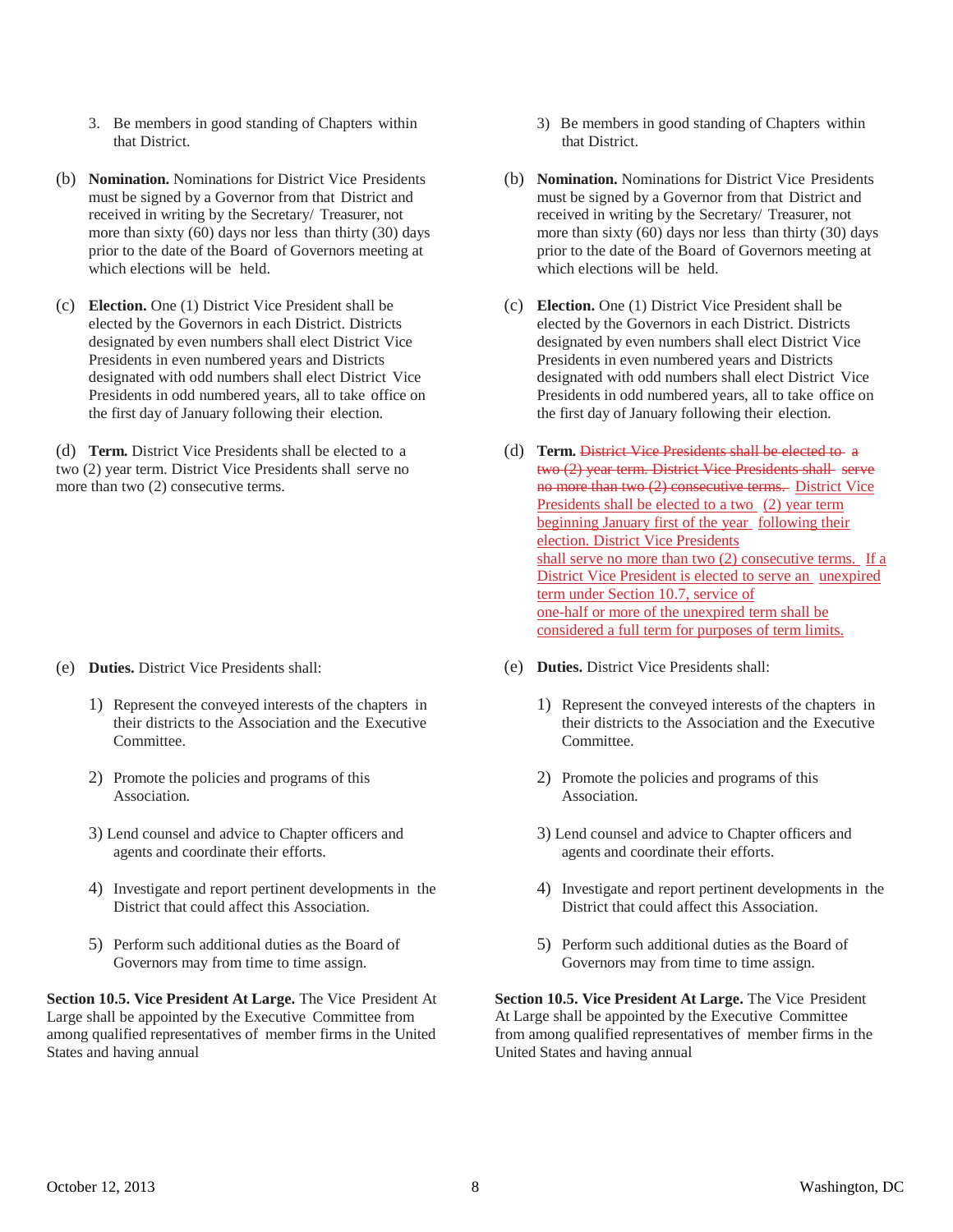3. Be members in good standing of Chapters within that District.

(b) **Nomination.** Nominations for District Vice Presidents must be signed by a Governor from that District and received in writing by the Secretary/ Treasurer, not more than sixty (60) days nor less than thirty (30) days prior to the date of the Board of Governors meeting at which elections will be held.

(c) **Election.** One (1) District Vice President shall be elected by the Governors in each District. Districts designated by even numbers shall elect District Vice Presidents in even numbered years and Districts designated with odd numbers shall elect District Vice Presidents in odd numbered years, all to take office on the first day of January following their election.

(d) **Term.** District Vice Presidents shall be elected to a two (2) year term. District Vice Presidents shall serve no more than two (2) consecutive terms.

(e) **Duties.** District Vice Presidents shall:

1) Represent the conveyed interests of the chapters in their districts to the Association and the Executive Committee.

2) Promote the policies and programs of this Association.

3) Lend counsel and advice to Chapter officers and agents and coordinate their efforts.

4) Investigate and report pertinent developments in the District that could affect this Association.

5) Perform such additional duties as the Board of Governors may from time to time assign.

**Section 10.5. Vice President At Large.** The Vice President At Large shall be appointed by the Executive Committee from among qualified representatives of member firms in the United States and having annual

3) Be members in good standing of Chapters within that District.

(b) **Nomination.** Nominations for District Vice Presidents must be signed by a Governor from that District and received in writing by the Secretary/ Treasurer, not more than sixty (60) days nor less than thirty (30) days prior to the date of the Board of Governors meeting at which elections will be held.

(c) **Election.** One (1) District Vice President shall be elected by the Governors in each District. Districts designated by even numbers shall elect District Vice Presidents in even numbered years and Districts designated with odd numbers shall elect District Vice Presidents in odd numbered years, all to take office on the first day of January following their election.

(d) **Term.** ~~District Vice Presidents shall be elected to a two (2) year term. District Vice Presidents shall serve no more than two (2) consecutive terms.~~ District Vice Presidents shall be elected to a two (2) year term beginning January first of the year following their election. District Vice Presidents shall serve no more than two (2) consecutive terms. If a District Vice President is elected to serve an unexpired term under Section 10.7, service of one-half or more of the unexpired term shall be considered a full term for purposes of term limits.

(e) **Duties.** District Vice Presidents shall:

1) Represent the conveyed interests of the chapters in their districts to the Association and the Executive Committee.

2) Promote the policies and programs of this Association.

3) Lend counsel and advice to Chapter officers and agents and coordinate their efforts.

4) Investigate and report pertinent developments in the District that could affect this Association.

5) Perform such additional duties as the Board of Governors may from time to time assign.

**Section 10.5. Vice President At Large.** The Vice President At Large shall be appointed by the Executive Committee from among qualified representatives of member firms in the United States and having annual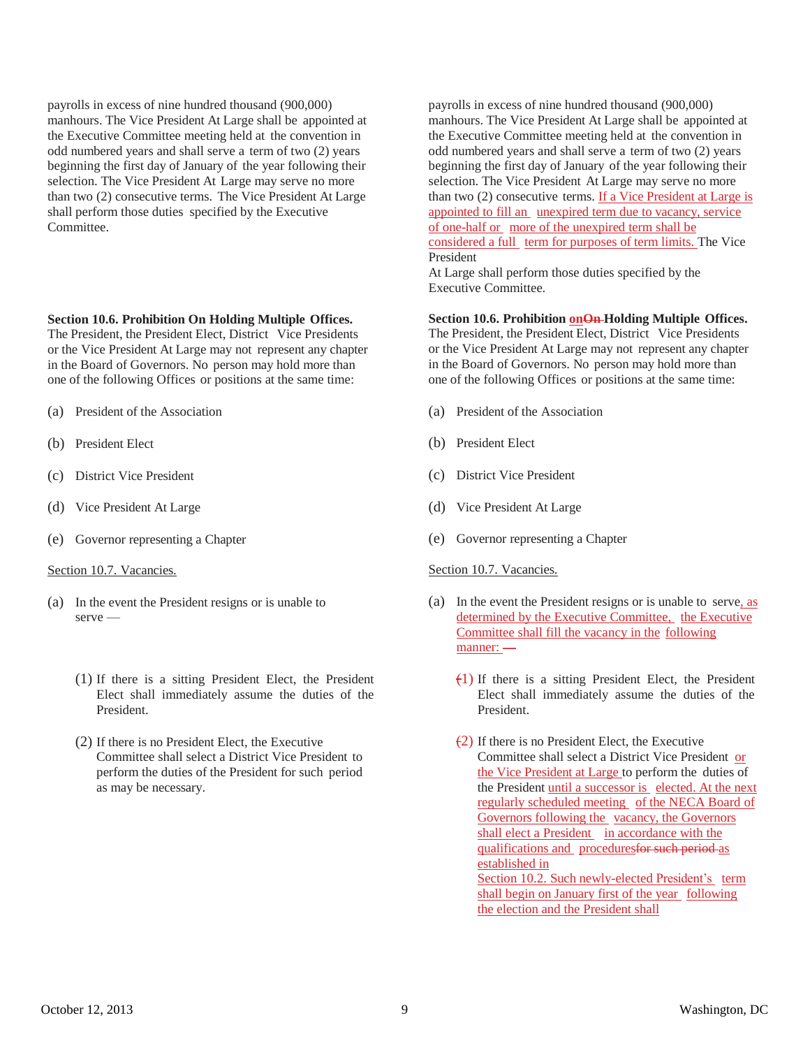payrolls in excess of nine hundred thousand (900,000) manhours. The Vice President At Large shall be appointed at the Executive Committee meeting held at the convention in odd numbered years and shall serve a term of two (2) years beginning the first day of January of the year following their selection. The Vice President At Large may serve no more than two (2) consecutive terms. The Vice President At Large shall perform those duties specified by the Executive Committee.

**Section 10.6. Prohibition On Holding Multiple Offices.** The President, the President Elect, District Vice Presidents or the Vice President At Large may not represent any chapter in the Board of Governors. No person may hold more than one of the following Offices or positions at the same time:

(a) President of the Association

(b) President Elect

(c) District Vice President

(d) Vice President At Large

(e) Governor representing a Chapter

Section 10.7. Vacancies.

(a) In the event the President resigns or is unable to serve —

(1) If there is a sitting President Elect, the President Elect shall immediately assume the duties of the President.

(2) If there is no President Elect, the Executive Committee shall select a District Vice President to perform the duties of the President for such period as may be necessary.

---

payrolls in excess of nine hundred thousand (900,000) manhours. The Vice President At Large shall be appointed at the Executive Committee meeting held at the convention in odd numbered years and shall serve a term of two (2) years beginning the first day of January of the year following their selection. The Vice President At Large may serve no more than two (2) consecutive terms. If a Vice President at Large is appointed to fill an unexpired term due to vacancy, service of one-half or more of the unexpired term shall be considered a full term for purposes of term limits. The Vice President At Large shall perform those duties specified by the Executive Committee.

**Section 10.6. Prohibition ~~On~~ on Holding Multiple Offices.** The President, the President Elect, District Vice Presidents or the Vice President At Large may not represent any chapter in the Board of Governors. No person may hold more than one of the following Offices or positions at the same time:

(a) President of the Association

(b) President Elect

(c) District Vice President

(d) Vice President At Large

(e) Governor representing a Chapter

Section 10.7. Vacancies.

(a) In the event the President resigns or is unable to serve, as determined by the Executive Committee, the Executive Committee shall fill the vacancy in the following manner: ~~—~~

~~(~~1) If there is a sitting President Elect, the President Elect shall immediately assume the duties of the President.

~~(~~2) If there is no President Elect, the Executive Committee shall select a District Vice President or the Vice President at Large to perform the duties of the President until a successor is elected. At the next regularly scheduled meeting of the NECA Board of Governors following the vacancy, the Governors shall elect a President in accordance with the qualifications and procedures~~for such period~~ as established in Section 10.2. Such newly-elected President's term shall begin on January first of the year following the election and the President shall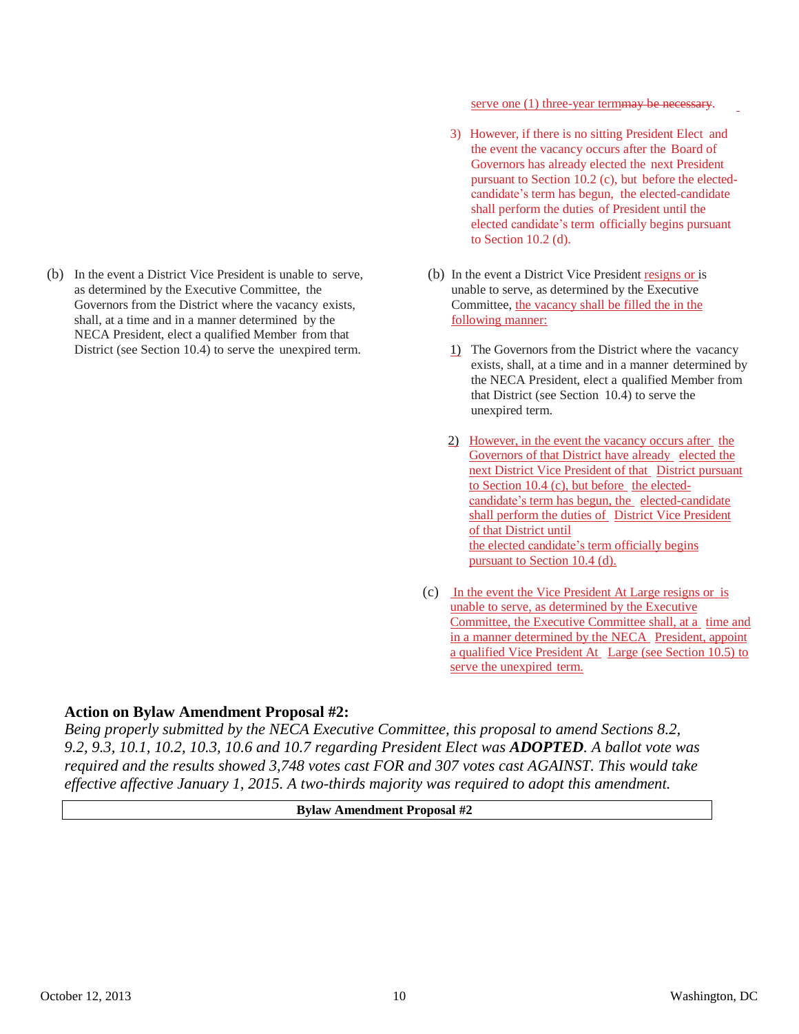| Current | Proposed |
|---|---|
| | serve one (1) three-year term~~may be necessary~~. |
| | 3) However, if there is no sitting President Elect and the event the vacancy occurs after the Board of Governors has already elected the next President pursuant to Section 10.2 (c), but before the elected-candidate's term has begun, the elected-candidate shall perform the duties of President until the elected candidate's term officially begins pursuant to Section 10.2 (d). |
| (b) In the event a District Vice President is unable to serve, as determined by the Executive Committee, the Governors from the District where the vacancy exists, shall, at a time and in a manner determined by the NECA President, elect a qualified Member from that District (see Section 10.4) to serve the unexpired term. | (b) In the event a District Vice President resigns or is unable to serve, as determined by the Executive Committee, the vacancy shall be filled the in the following manner: |
| | 1) The Governors from the District where the vacancy exists, shall, at a time and in a manner determined by the NECA President, elect a qualified Member from that District (see Section 10.4) to serve the unexpired term. |
| | 2) However, in the event the vacancy occurs after the Governors of that District have already elected the next District Vice President of that District pursuant to Section 10.4 (c), but before the elected-candidate's term has begun, the elected-candidate shall perform the duties of District Vice President of that District until the elected candidate's term officially begins pursuant to Section 10.4 (d). |
| | (c) In the event the Vice President At Large resigns or is unable to serve, as determined by the Executive Committee, the Executive Committee shall, at a time and in a manner determined by the NECA President, appoint a qualified Vice President At Large (see Section 10.5) to serve the unexpired term. |

### Action on Bylaw Amendment Proposal #2:

*Being properly submitted by the NECA Executive Committee, this proposal to amend Sections 8.2, 9.2, 9.3, 10.1, 10.2, 10.3, 10.6 and 10.7 regarding President Elect was* ***ADOPTED****. A ballot vote was required and the results showed 3,748 votes cast FOR and 307 votes cast AGAINST. This would take effective affective January 1, 2015. A two-thirds majority was required to adopt this amendment.*

**Bylaw Amendment Proposal #2**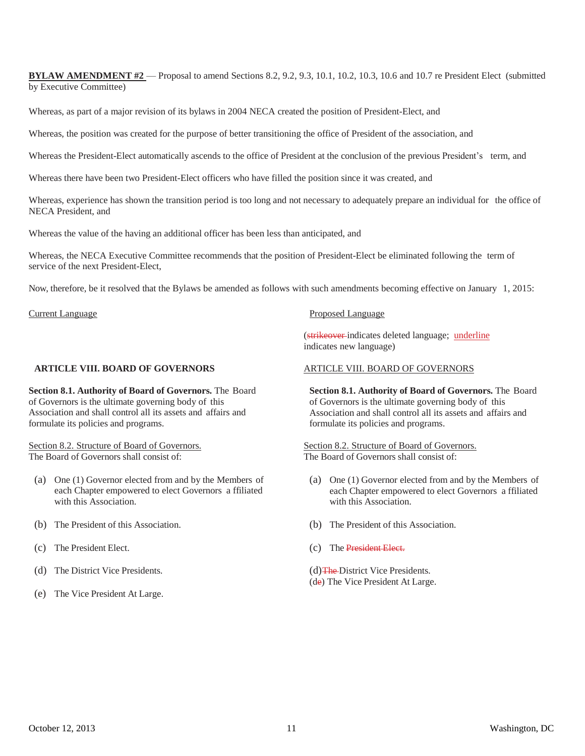**BYLAW AMENDMENT #2** — Proposal to amend Sections 8.2, 9.2, 9.3, 10.1, 10.2, 10.3, 10.6 and 10.7 re President Elect (submitted by Executive Committee)

Whereas, as part of a major revision of its bylaws in 2004 NECA created the position of President-Elect, and

Whereas, the position was created for the purpose of better transitioning the office of President of the association, and

Whereas the President-Elect automatically ascends to the office of President at the conclusion of the previous President's term, and

Whereas there have been two President-Elect officers who have filled the position since it was created, and

Whereas, experience has shown the transition period is too long and not necessary to adequately prepare an individual for the office of NECA President, and

Whereas the value of the having an additional officer has been less than anticipated, and

Whereas, the NECA Executive Committee recommends that the position of President-Elect be eliminated following the term of service of the next President-Elect,

Now, therefore, be it resolved that the Bylaws be amended as follows with such amendments becoming effective on January 1, 2015:

| Current Language | Proposed Language |
|---|---|
| | (~~strikeover~~ indicates deleted language; underline indicates new language) |
| **ARTICLE VIII. BOARD OF GOVERNORS** | ARTICLE VIII. BOARD OF GOVERNORS |
| **Section 8.1. Authority of Board of Governors.** The Board of Governors is the ultimate governing body of this Association and shall control all its assets and affairs and formulate its policies and programs. | **Section 8.1. Authority of Board of Governors.** The Board of Governors is the ultimate governing body of this Association and shall control all its assets and affairs and formulate its policies and programs. |
| Section 8.2. Structure of Board of Governors. The Board of Governors shall consist of: | Section 8.2. Structure of Board of Governors. The Board of Governors shall consist of: |
| (a) One (1) Governor elected from and by the Members of each Chapter empowered to elect Governors affiliated with this Association. | (a) One (1) Governor elected from and by the Members of each Chapter empowered to elect Governors affiliated with this Association. |
| (b) The President of this Association. | (b) The President of this Association. |
| (c) The President Elect. | (c) The ~~President Elect.~~ |
| (d) The District Vice Presidents. | (d) ~~The~~ District Vice Presidents. |
| (e) The Vice President At Large. | (d~~e~~) The Vice President At Large. |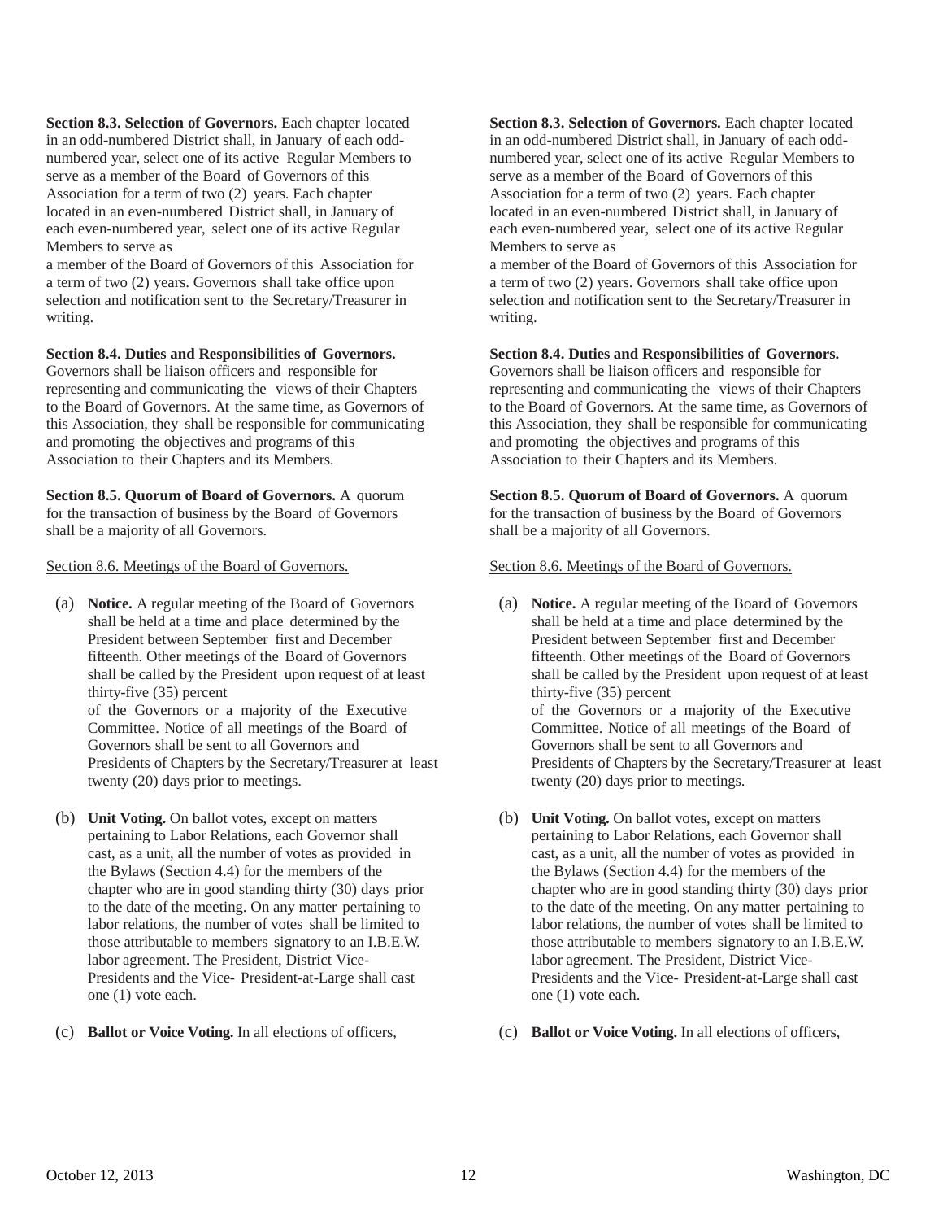**Section 8.3. Selection of Governors.** Each chapter located in an odd-numbered District shall, in January of each odd-numbered year, select one of its active Regular Members to serve as a member of the Board of Governors of this Association for a term of two (2) years. Each chapter located in an even-numbered District shall, in January of each even-numbered year, select one of its active Regular Members to serve as a member of the Board of Governors of this Association for a term of two (2) years. Governors shall take office upon selection and notification sent to the Secretary/Treasurer in writing.

**Section 8.4. Duties and Responsibilities of Governors.** Governors shall be liaison officers and responsible for representing and communicating the views of their Chapters to the Board of Governors. At the same time, as Governors of this Association, they shall be responsible for communicating and promoting the objectives and programs of this Association to their Chapters and its Members.

**Section 8.5. Quorum of Board of Governors.** A quorum for the transaction of business by the Board of Governors shall be a majority of all Governors.

Section 8.6. Meetings of the Board of Governors.

(a) **Notice.** A regular meeting of the Board of Governors shall be held at a time and place determined by the President between September first and December fifteenth. Other meetings of the Board of Governors shall be called by the President upon request of at least thirty-five (35) percent of the Governors or a majority of the Executive Committee. Notice of all meetings of the Board of Governors shall be sent to all Governors and Presidents of Chapters by the Secretary/Treasurer at least twenty (20) days prior to meetings.

(b) **Unit Voting.** On ballot votes, except on matters pertaining to Labor Relations, each Governor shall cast, as a unit, all the number of votes as provided in the Bylaws (Section 4.4) for the members of the chapter who are in good standing thirty (30) days prior to the date of the meeting. On any matter pertaining to labor relations, the number of votes shall be limited to those attributable to members signatory to an I.B.E.W. labor agreement. The President, District Vice-Presidents and the Vice- President-at-Large shall cast one (1) vote each.

(c) **Ballot or Voice Voting.** In all elections of officers,

**Section 8.3. Selection of Governors.** Each chapter located in an odd-numbered District shall, in January of each odd-numbered year, select one of its active Regular Members to serve as a member of the Board of Governors of this Association for a term of two (2) years. Each chapter located in an even-numbered District shall, in January of each even-numbered year, select one of its active Regular Members to serve as a member of the Board of Governors of this Association for a term of two (2) years. Governors shall take office upon selection and notification sent to the Secretary/Treasurer in writing.

**Section 8.4. Duties and Responsibilities of Governors.** Governors shall be liaison officers and responsible for representing and communicating the views of their Chapters to the Board of Governors. At the same time, as Governors of this Association, they shall be responsible for communicating and promoting the objectives and programs of this Association to their Chapters and its Members.

**Section 8.5. Quorum of Board of Governors.** A quorum for the transaction of business by the Board of Governors shall be a majority of all Governors.

Section 8.6. Meetings of the Board of Governors.

(a) **Notice.** A regular meeting of the Board of Governors shall be held at a time and place determined by the President between September first and December fifteenth. Other meetings of the Board of Governors shall be called by the President upon request of at least thirty-five (35) percent of the Governors or a majority of the Executive Committee. Notice of all meetings of the Board of Governors shall be sent to all Governors and Presidents of Chapters by the Secretary/Treasurer at least twenty (20) days prior to meetings.

(b) **Unit Voting.** On ballot votes, except on matters pertaining to Labor Relations, each Governor shall cast, as a unit, all the number of votes as provided in the Bylaws (Section 4.4) for the members of the chapter who are in good standing thirty (30) days prior to the date of the meeting. On any matter pertaining to labor relations, the number of votes shall be limited to those attributable to members signatory to an I.B.E.W. labor agreement. The President, District Vice-Presidents and the Vice- President-at-Large shall cast one (1) vote each.

(c) **Ballot or Voice Voting.** In all elections of officers,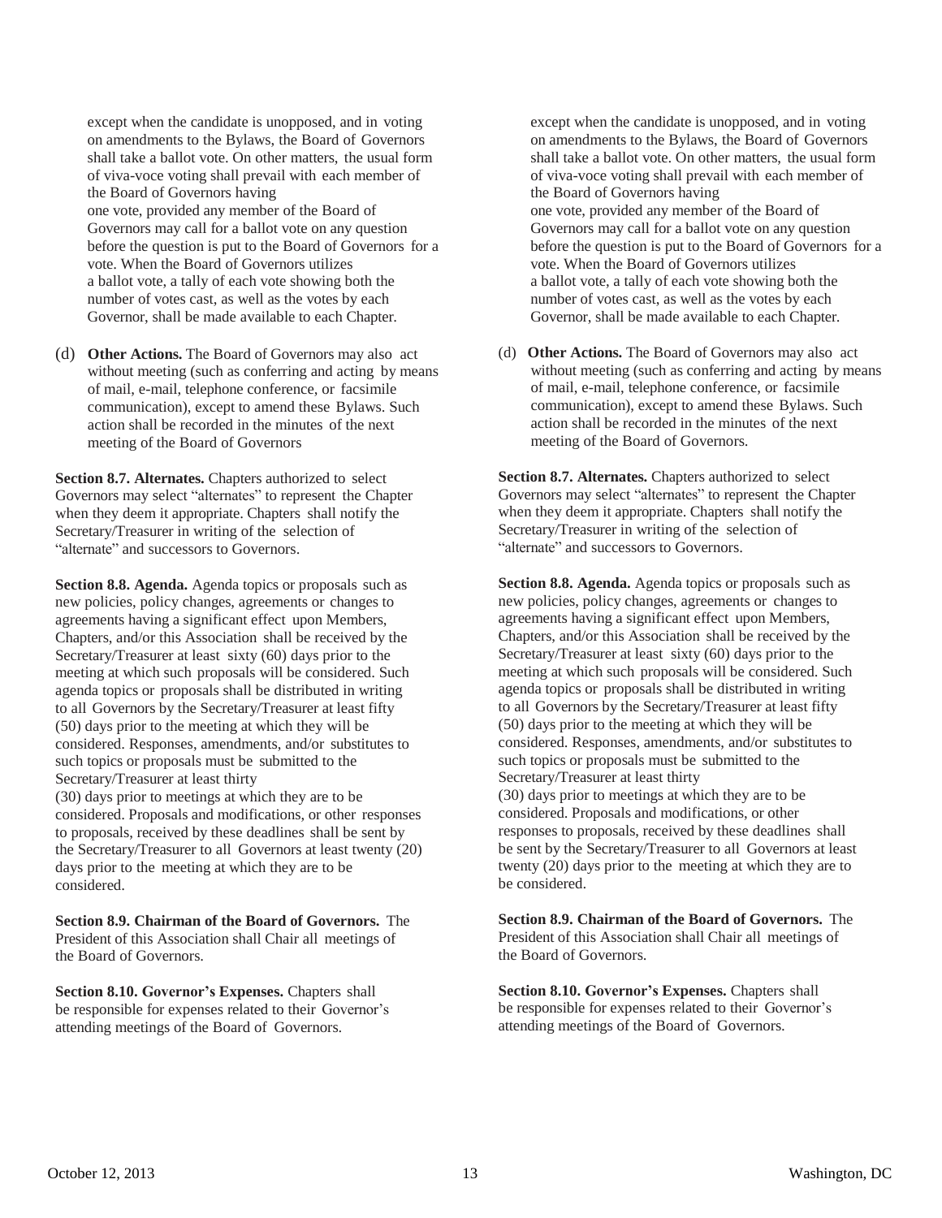except when the candidate is unopposed, and in voting on amendments to the Bylaws, the Board of Governors shall take a ballot vote. On other matters, the usual form of viva-voce voting shall prevail with each member of the Board of Governors having one vote, provided any member of the Board of Governors may call for a ballot vote on any question before the question is put to the Board of Governors for a vote. When the Board of Governors utilizes a ballot vote, a tally of each vote showing both the number of votes cast, as well as the votes by each Governor, shall be made available to each Chapter.

(d) **Other Actions.** The Board of Governors may also act without meeting (such as conferring and acting by means of mail, e-mail, telephone conference, or facsimile communication), except to amend these Bylaws. Such action shall be recorded in the minutes of the next meeting of the Board of Governors

**Section 8.7. Alternates.** Chapters authorized to select Governors may select "alternates" to represent the Chapter when they deem it appropriate. Chapters shall notify the Secretary/Treasurer in writing of the selection of "alternate" and successors to Governors.

**Section 8.8. Agenda.** Agenda topics or proposals such as new policies, policy changes, agreements or changes to agreements having a significant effect upon Members, Chapters, and/or this Association shall be received by the Secretary/Treasurer at least sixty (60) days prior to the meeting at which such proposals will be considered. Such agenda topics or proposals shall be distributed in writing to all Governors by the Secretary/Treasurer at least fifty (50) days prior to the meeting at which they will be considered. Responses, amendments, and/or substitutes to such topics or proposals must be submitted to the Secretary/Treasurer at least thirty (30) days prior to meetings at which they are to be considered. Proposals and modifications, or other responses to proposals, received by these deadlines shall be sent by the Secretary/Treasurer to all Governors at least twenty (20) days prior to the meeting at which they are to be considered.

**Section 8.9. Chairman of the Board of Governors.** The President of this Association shall Chair all meetings of the Board of Governors.

**Section 8.10. Governor's Expenses.** Chapters shall be responsible for expenses related to their Governor's attending meetings of the Board of Governors.

except when the candidate is unopposed, and in voting on amendments to the Bylaws, the Board of Governors shall take a ballot vote. On other matters, the usual form of viva-voce voting shall prevail with each member of the Board of Governors having one vote, provided any member of the Board of Governors may call for a ballot vote on any question before the question is put to the Board of Governors for a vote. When the Board of Governors utilizes a ballot vote, a tally of each vote showing both the number of votes cast, as well as the votes by each Governor, shall be made available to each Chapter.

(d) **Other Actions.** The Board of Governors may also act without meeting (such as conferring and acting by means of mail, e-mail, telephone conference, or facsimile communication), except to amend these Bylaws. Such action shall be recorded in the minutes of the next meeting of the Board of Governors.

**Section 8.7. Alternates.** Chapters authorized to select Governors may select "alternates" to represent the Chapter when they deem it appropriate. Chapters shall notify the Secretary/Treasurer in writing of the selection of "alternate" and successors to Governors.

**Section 8.8. Agenda.** Agenda topics or proposals such as new policies, policy changes, agreements or changes to agreements having a significant effect upon Members, Chapters, and/or this Association shall be received by the Secretary/Treasurer at least sixty (60) days prior to the meeting at which such proposals will be considered. Such agenda topics or proposals shall be distributed in writing to all Governors by the Secretary/Treasurer at least fifty (50) days prior to the meeting at which they will be considered. Responses, amendments, and/or substitutes to such topics or proposals must be submitted to the Secretary/Treasurer at least thirty (30) days prior to meetings at which they are to be considered. Proposals and modifications, or other responses to proposals, received by these deadlines shall be sent by the Secretary/Treasurer to all Governors at least twenty (20) days prior to the meeting at which they are to be considered.

**Section 8.9. Chairman of the Board of Governors.** The President of this Association shall Chair all meetings of the Board of Governors.

**Section 8.10. Governor's Expenses.** Chapters shall be responsible for expenses related to their Governor's attending meetings of the Board of Governors.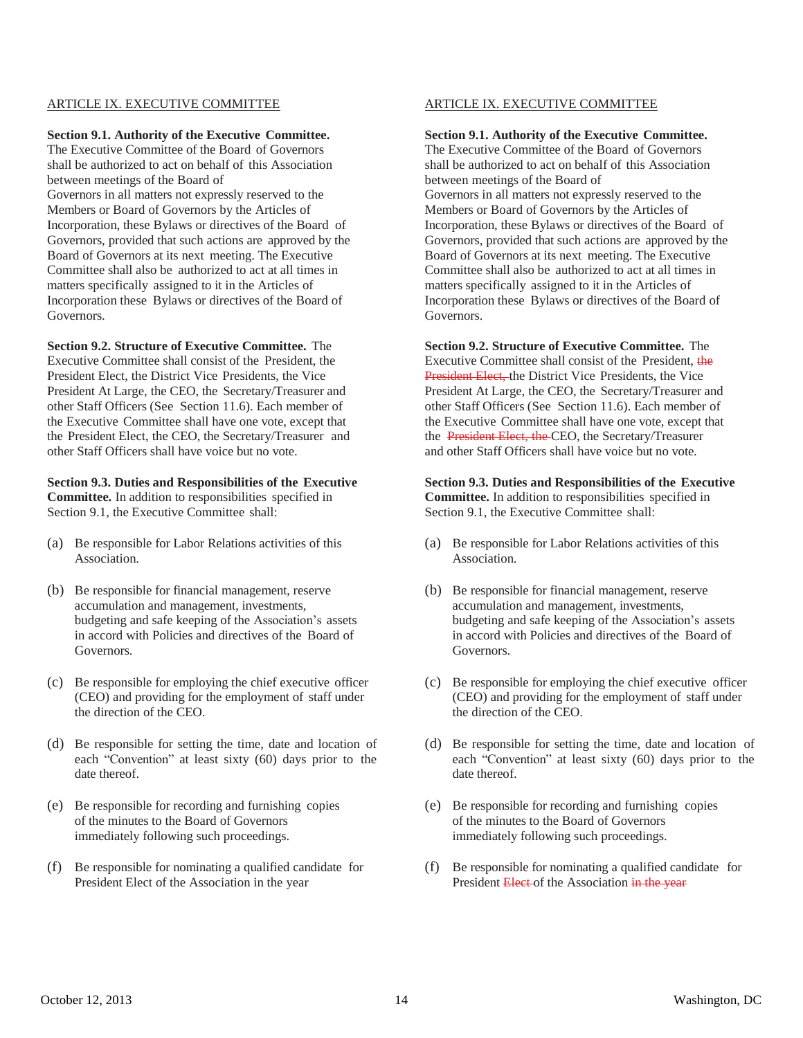ARTICLE IX. EXECUTIVE COMMITTEE

**Section 9.1. Authority of the Executive Committee.** The Executive Committee of the Board of Governors shall be authorized to act on behalf of this Association between meetings of the Board of Governors in all matters not expressly reserved to the Members or Board of Governors by the Articles of Incorporation, these Bylaws or directives of the Board of Governors, provided that such actions are approved by the Board of Governors at its next meeting. The Executive Committee shall also be authorized to act at all times in matters specifically assigned to it in the Articles of Incorporation these Bylaws or directives of the Board of Governors.

**Section 9.2. Structure of Executive Committee.** The Executive Committee shall consist of the President, the President Elect, the District Vice Presidents, the Vice President At Large, the CEO, the Secretary/Treasurer and other Staff Officers (See Section 11.6). Each member of the Executive Committee shall have one vote, except that the President Elect, the CEO, the Secretary/Treasurer and other Staff Officers shall have voice but no vote.

**Section 9.3. Duties and Responsibilities of the Executive Committee.** In addition to responsibilities specified in Section 9.1, the Executive Committee shall:

(a) Be responsible for Labor Relations activities of this Association.

(b) Be responsible for financial management, reserve accumulation and management, investments, budgeting and safe keeping of the Association's assets in accord with Policies and directives of the Board of Governors.

(c) Be responsible for employing the chief executive officer (CEO) and providing for the employment of staff under the direction of the CEO.

(d) Be responsible for setting the time, date and location of each "Convention" at least sixty (60) days prior to the date thereof.

(e) Be responsible for recording and furnishing copies of the minutes to the Board of Governors immediately following such proceedings.

(f) Be responsible for nominating a qualified candidate for President Elect of the Association in the year

ARTICLE IX. EXECUTIVE COMMITTEE

**Section 9.1. Authority of the Executive Committee.** The Executive Committee of the Board of Governors shall be authorized to act on behalf of this Association between meetings of the Board of Governors in all matters not expressly reserved to the Members or Board of Governors by the Articles of Incorporation, these Bylaws or directives of the Board of Governors, provided that such actions are approved by the Board of Governors at its next meeting. The Executive Committee shall also be authorized to act at all times in matters specifically assigned to it in the Articles of Incorporation these Bylaws or directives of the Board of Governors.

**Section 9.2. Structure of Executive Committee.** The Executive Committee shall consist of the President, ~~the President Elect,~~ the District Vice Presidents, the Vice President At Large, the CEO, the Secretary/Treasurer and other Staff Officers (See Section 11.6). Each member of the Executive Committee shall have one vote, except that the ~~President Elect, the~~ CEO, the Secretary/Treasurer and other Staff Officers shall have voice but no vote.

**Section 9.3. Duties and Responsibilities of the Executive Committee.** In addition to responsibilities specified in Section 9.1, the Executive Committee shall:

(a) Be responsible for Labor Relations activities of this Association.

(b) Be responsible for financial management, reserve accumulation and management, investments, budgeting and safe keeping of the Association's assets in accord with Policies and directives of the Board of Governors.

(c) Be responsible for employing the chief executive officer (CEO) and providing for the employment of staff under the direction of the CEO.

(d) Be responsible for setting the time, date and location of each "Convention" at least sixty (60) days prior to the date thereof.

(e) Be responsible for recording and furnishing copies of the minutes to the Board of Governors immediately following such proceedings.

(f) Be responsible for nominating a qualified candidate for President ~~Elect~~ of the Association ~~in the year~~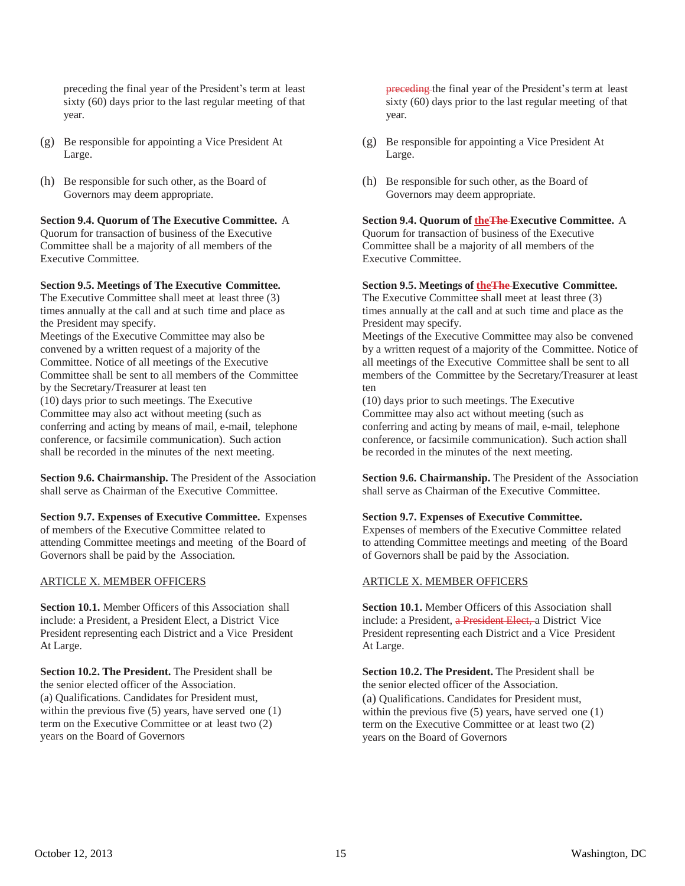preceding the final year of the President's term at least sixty (60) days prior to the last regular meeting of that year.

(g) Be responsible for appointing a Vice President At Large.

(h) Be responsible for such other, as the Board of Governors may deem appropriate.

**Section 9.4. Quorum of The Executive Committee.** A Quorum for transaction of business of the Executive Committee shall be a majority of all members of the Executive Committee.

**Section 9.5. Meetings of The Executive Committee.** The Executive Committee shall meet at least three (3) times annually at the call and at such time and place as the President may specify.
Meetings of the Executive Committee may also be convened by a written request of a majority of the Committee. Notice of all meetings of the Executive Committee shall be sent to all members of the Committee by the Secretary/Treasurer at least ten
(10) days prior to such meetings. The Executive Committee may also act without meeting (such as conferring and acting by means of mail, e-mail, telephone conference, or facsimile communication). Such action shall be recorded in the minutes of the next meeting.

**Section 9.6. Chairmanship.** The President of the Association shall serve as Chairman of the Executive Committee.

**Section 9.7. Expenses of Executive Committee.** Expenses of members of the Executive Committee related to attending Committee meetings and meeting of the Board of Governors shall be paid by the Association.

ARTICLE X. MEMBER OFFICERS

**Section 10.1.** Member Officers of this Association shall include: a President, a President Elect, a District Vice President representing each District and a Vice President At Large.

**Section 10.2. The President.** The President shall be the senior elected officer of the Association.
(a) Qualifications. Candidates for President must, within the previous five (5) years, have served one (1) term on the Executive Committee or at least two (2) years on the Board of Governors

~~preceding~~ the final year of the President's term at least sixty (60) days prior to the last regular meeting of that year.

(g) Be responsible for appointing a Vice President At Large.

(h) Be responsible for such other, as the Board of Governors may deem appropriate.

**Section 9.4. Quorum of <u>the</u>~~The~~ Executive Committee.** A Quorum for transaction of business of the Executive Committee shall be a majority of all members of the Executive Committee.

**Section 9.5. Meetings of <u>the</u>~~The~~ Executive Committee.** The Executive Committee shall meet at least three (3) times annually at the call and at such time and place as the President may specify.
Meetings of the Executive Committee may also be convened by a written request of a majority of the Committee. Notice of all meetings of the Executive Committee shall be sent to all members of the Committee by the Secretary/Treasurer at least ten
(10) days prior to such meetings. The Executive Committee may also act without meeting (such as conferring and acting by means of mail, e-mail, telephone conference, or facsimile communication). Such action shall be recorded in the minutes of the next meeting.

**Section 9.6. Chairmanship.** The President of the Association shall serve as Chairman of the Executive Committee.

**Section 9.7. Expenses of Executive Committee.**
Expenses of members of the Executive Committee related to attending Committee meetings and meeting of the Board of Governors shall be paid by the Association.

ARTICLE X. MEMBER OFFICERS

**Section 10.1.** Member Officers of this Association shall include: a President, ~~a President Elect,~~ a District Vice President representing each District and a Vice President At Large.

**Section 10.2. The President.** The President shall be the senior elected officer of the Association.
(a) Qualifications. Candidates for President must, within the previous five (5) years, have served one (1) term on the Executive Committee or at least two (2) years on the Board of Governors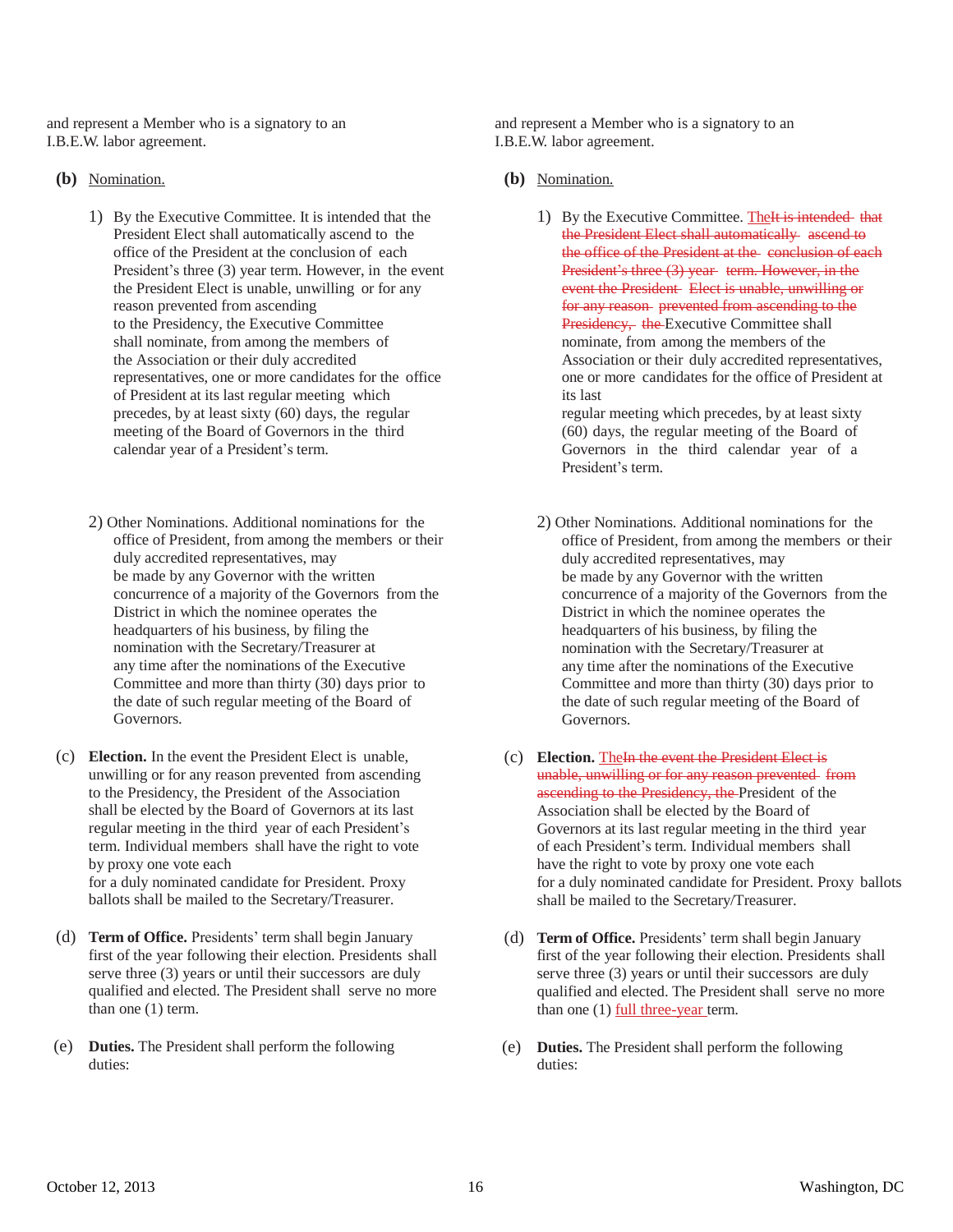and represent a Member who is a signatory to an I.B.E.W. labor agreement.

**(b)** Nomination.

1) By the Executive Committee. It is intended that the President Elect shall automatically ascend to the office of the President at the conclusion of each President's three (3) year term. However, in the event the President Elect is unable, unwilling or for any reason prevented from ascending to the Presidency, the Executive Committee shall nominate, from among the members of the Association or their duly accredited representatives, one or more candidates for the office of President at its last regular meeting which precedes, by at least sixty (60) days, the regular meeting of the Board of Governors in the third calendar year of a President's term.

2) Other Nominations. Additional nominations for the office of President, from among the members or their duly accredited representatives, may be made by any Governor with the written concurrence of a majority of the Governors from the District in which the nominee operates the headquarters of his business, by filing the nomination with the Secretary/Treasurer at any time after the nominations of the Executive Committee and more than thirty (30) days prior to the date of such regular meeting of the Board of Governors.

(c) **Election.** In the event the President Elect is unable, unwilling or for any reason prevented from ascending to the Presidency, the President of the Association shall be elected by the Board of Governors at its last regular meeting in the third year of each President's term. Individual members shall have the right to vote by proxy one vote each for a duly nominated candidate for President. Proxy ballots shall be mailed to the Secretary/Treasurer.

(d) **Term of Office.** Presidents' term shall begin January first of the year following their election. Presidents shall serve three (3) years or until their successors are duly qualified and elected. The President shall serve no more than one (1) term.

(e) **Duties.** The President shall perform the following duties:

and represent a Member who is a signatory to an I.B.E.W. labor agreement.

**(b)** Nomination.

1) By the Executive Committee. The~~It is intended that the President Elect shall automatically ascend to the office of the President at the conclusion of each President's three (3) year term. However, in the event the President Elect is unable, unwilling or for any reason prevented from ascending to the Presidency, the~~ Executive Committee shall nominate, from among the members of the Association or their duly accredited representatives, one or more candidates for the office of President at its last regular meeting which precedes, by at least sixty (60) days, the regular meeting of the Board of Governors in the third calendar year of a President's term.

2) Other Nominations. Additional nominations for the office of President, from among the members or their duly accredited representatives, may be made by any Governor with the written concurrence of a majority of the Governors from the District in which the nominee operates the headquarters of his business, by filing the nomination with the Secretary/Treasurer at any time after the nominations of the Executive Committee and more than thirty (30) days prior to the date of such regular meeting of the Board of Governors.

(c) **Election.** The~~In the event the President Elect is unable, unwilling or for any reason prevented from ascending to the Presidency, the~~ President of the Association shall be elected by the Board of Governors at its last regular meeting in the third year of each President's term. Individual members shall have the right to vote by proxy one vote each for a duly nominated candidate for President. Proxy ballots shall be mailed to the Secretary/Treasurer.

(d) **Term of Office.** Presidents' term shall begin January first of the year following their election. Presidents shall serve three (3) years or until their successors are duly qualified and elected. The President shall serve no more than one (1) full three-year term.

(e) **Duties.** The President shall perform the following duties: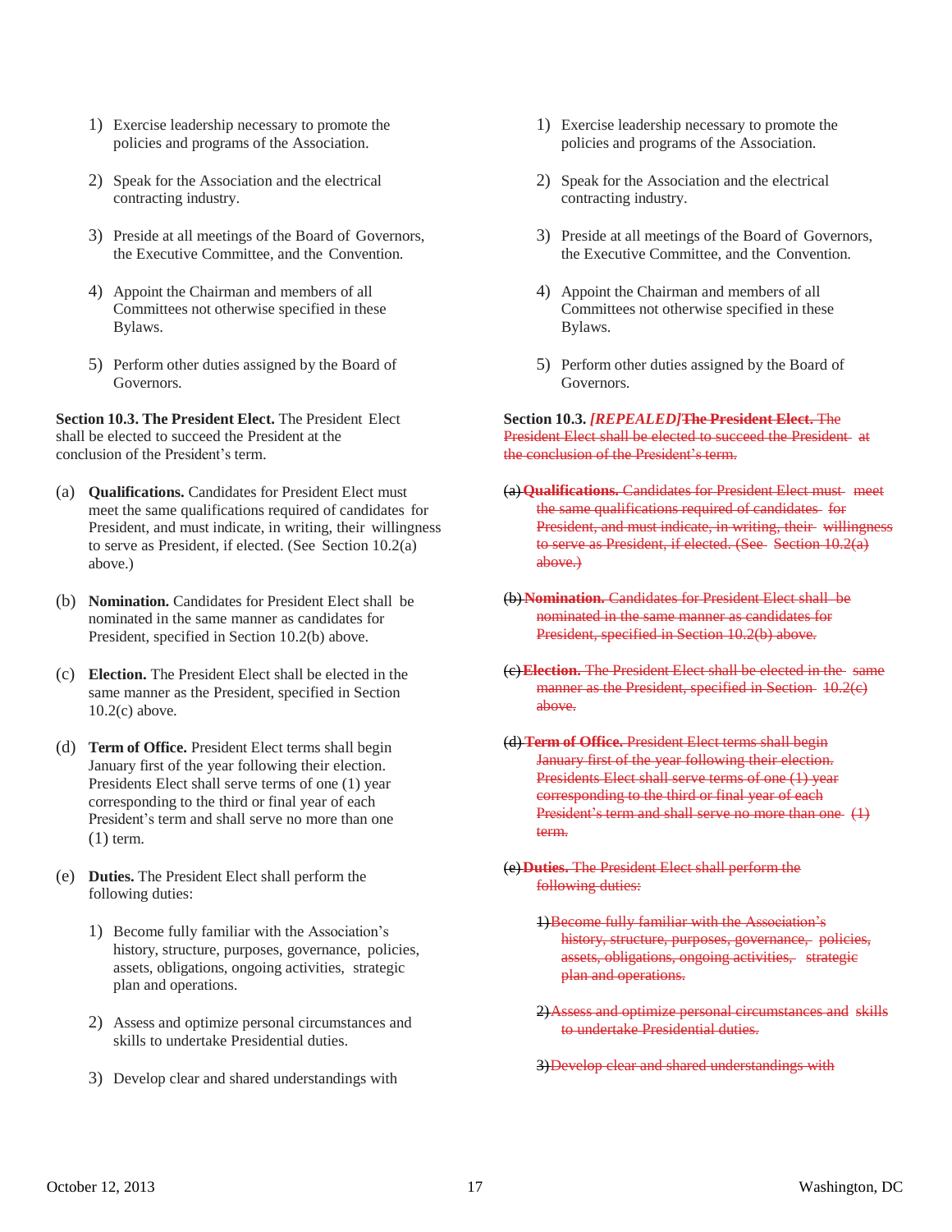1) Exercise leadership necessary to promote the policies and programs of the Association.

2) Speak for the Association and the electrical contracting industry.

3) Preside at all meetings of the Board of Governors, the Executive Committee, and the Convention.

4) Appoint the Chairman and members of all Committees not otherwise specified in these Bylaws.

5) Perform other duties assigned by the Board of Governors.

**Section 10.3. The President Elect.** The President Elect shall be elected to succeed the President at the conclusion of the President's term.

(a) **Qualifications.** Candidates for President Elect must meet the same qualifications required of candidates for President, and must indicate, in writing, their willingness to serve as President, if elected. (See Section 10.2(a) above.)

(b) **Nomination.** Candidates for President Elect shall be nominated in the same manner as candidates for President, specified in Section 10.2(b) above.

(c) **Election.** The President Elect shall be elected in the same manner as the President, specified in Section 10.2(c) above.

(d) **Term of Office.** President Elect terms shall begin January first of the year following their election. Presidents Elect shall serve terms of one (1) year corresponding to the third or final year of each President's term and shall serve no more than one (1) term.

(e) **Duties.** The President Elect shall perform the following duties:

1) Become fully familiar with the Association's history, structure, purposes, governance, policies, assets, obligations, ongoing activities, strategic plan and operations.

2) Assess and optimize personal circumstances and skills to undertake Presidential duties.

3) Develop clear and shared understandings with

---

1) Exercise leadership necessary to promote the policies and programs of the Association.

2) Speak for the Association and the electrical contracting industry.

3) Preside at all meetings of the Board of Governors, the Executive Committee, and the Convention.

4) Appoint the Chairman and members of all Committees not otherwise specified in these Bylaws.

5) Perform other duties assigned by the Board of Governors.

**Section 10.3.** ***[REPEALED]*** ~~**The President Elect.** The President Elect shall be elected to succeed the President at the conclusion of the President's term.~~

~~(a) **Qualifications.** Candidates for President Elect must meet the same qualifications required of candidates for President, and must indicate, in writing, their willingness to serve as President, if elected. (See Section 10.2(a) above.)~~

~~(b) **Nomination.** Candidates for President Elect shall be nominated in the same manner as candidates for President, specified in Section 10.2(b) above.~~

~~(c) **Election.** The President Elect shall be elected in the same manner as the President, specified in Section 10.2(c) above.~~

~~(d) **Term of Office.** President Elect terms shall begin January first of the year following their election. Presidents Elect shall serve terms of one (1) year corresponding to the third or final year of each President's term and shall serve no more than one (1) term.~~

~~(e) **Duties.** The President Elect shall perform the following duties:~~

~~1) Become fully familiar with the Association's history, structure, purposes, governance, policies, assets, obligations, ongoing activities, strategic plan and operations.~~

~~2) Assess and optimize personal circumstances and skills to undertake Presidential duties.~~

~~3) Develop clear and shared understandings with~~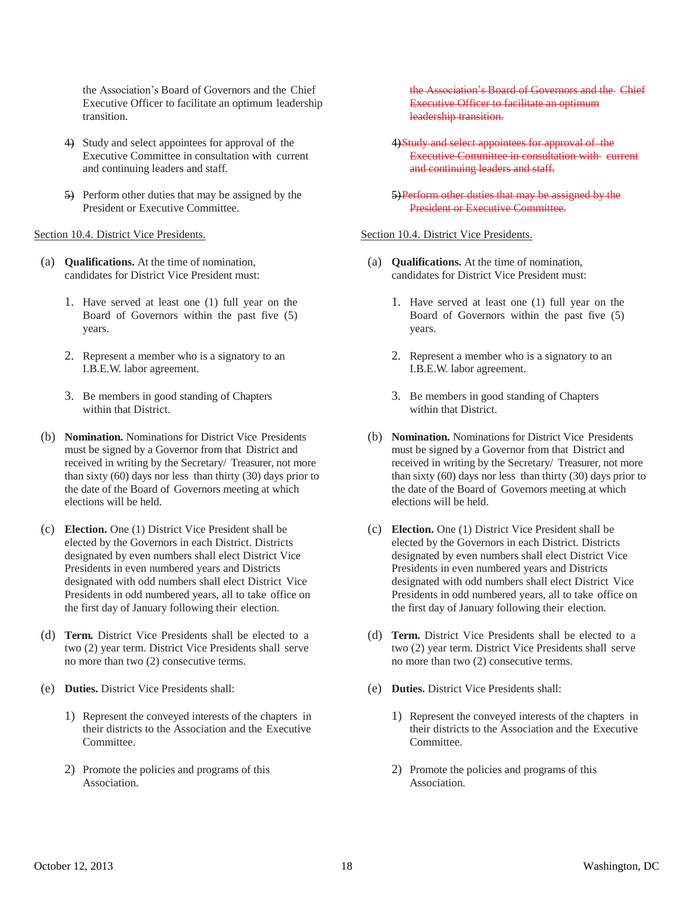the Association's Board of Governors and the Chief Executive Officer to facilitate an optimum leadership transition.

~~4)~~ Study and select appointees for approval of the Executive Committee in consultation with current and continuing leaders and staff.

~~5)~~ Perform other duties that may be assigned by the President or Executive Committee.

Section 10.4. District Vice Presidents.

(a) **Qualifications.** At the time of nomination, candidates for District Vice President must:

1. Have served at least one (1) full year on the Board of Governors within the past five (5) years.

2. Represent a member who is a signatory to an I.B.E.W. labor agreement.

3. Be members in good standing of Chapters within that District.

(b) **Nomination.** Nominations for District Vice Presidents must be signed by a Governor from that District and received in writing by the Secretary/ Treasurer, not more than sixty (60) days nor less than thirty (30) days prior to the date of the Board of Governors meeting at which elections will be held.

(c) **Election.** One (1) District Vice President shall be elected by the Governors in each District. Districts designated by even numbers shall elect District Vice Presidents in even numbered years and Districts designated with odd numbers shall elect District Vice Presidents in odd numbered years, all to take office on the first day of January following their election.

(d) **Term.** District Vice Presidents shall be elected to a two (2) year term. District Vice Presidents shall serve no more than two (2) consecutive terms.

(e) **Duties.** District Vice Presidents shall:

1) Represent the conveyed interests of the chapters in their districts to the Association and the Executive Committee.

2) Promote the policies and programs of this Association.

~~the Association's Board of Governors and the Chief Executive Officer to facilitate an optimum leadership transition.~~

~~4) Study and select appointees for approval of the Executive Committee in consultation with current and continuing leaders and staff.~~

~~5) Perform other duties that may be assigned by the President or Executive Committee.~~

Section 10.4. District Vice Presidents.

(a) **Qualifications.** At the time of nomination, candidates for District Vice President must:

1. Have served at least one (1) full year on the Board of Governors within the past five (5) years.

2. Represent a member who is a signatory to an I.B.E.W. labor agreement.

3. Be members in good standing of Chapters within that District.

(b) **Nomination.** Nominations for District Vice Presidents must be signed by a Governor from that District and received in writing by the Secretary/ Treasurer, not more than sixty (60) days nor less than thirty (30) days prior to the date of the Board of Governors meeting at which elections will be held.

(c) **Election.** One (1) District Vice President shall be elected by the Governors in each District. Districts designated by even numbers shall elect District Vice Presidents in even numbered years and Districts designated with odd numbers shall elect District Vice Presidents in odd numbered years, all to take office on the first day of January following their election.

(d) **Term.** District Vice Presidents shall be elected to a two (2) year term. District Vice Presidents shall serve no more than two (2) consecutive terms.

(e) **Duties.** District Vice Presidents shall:

1) Represent the conveyed interests of the chapters in their districts to the Association and the Executive Committee.

2) Promote the policies and programs of this Association.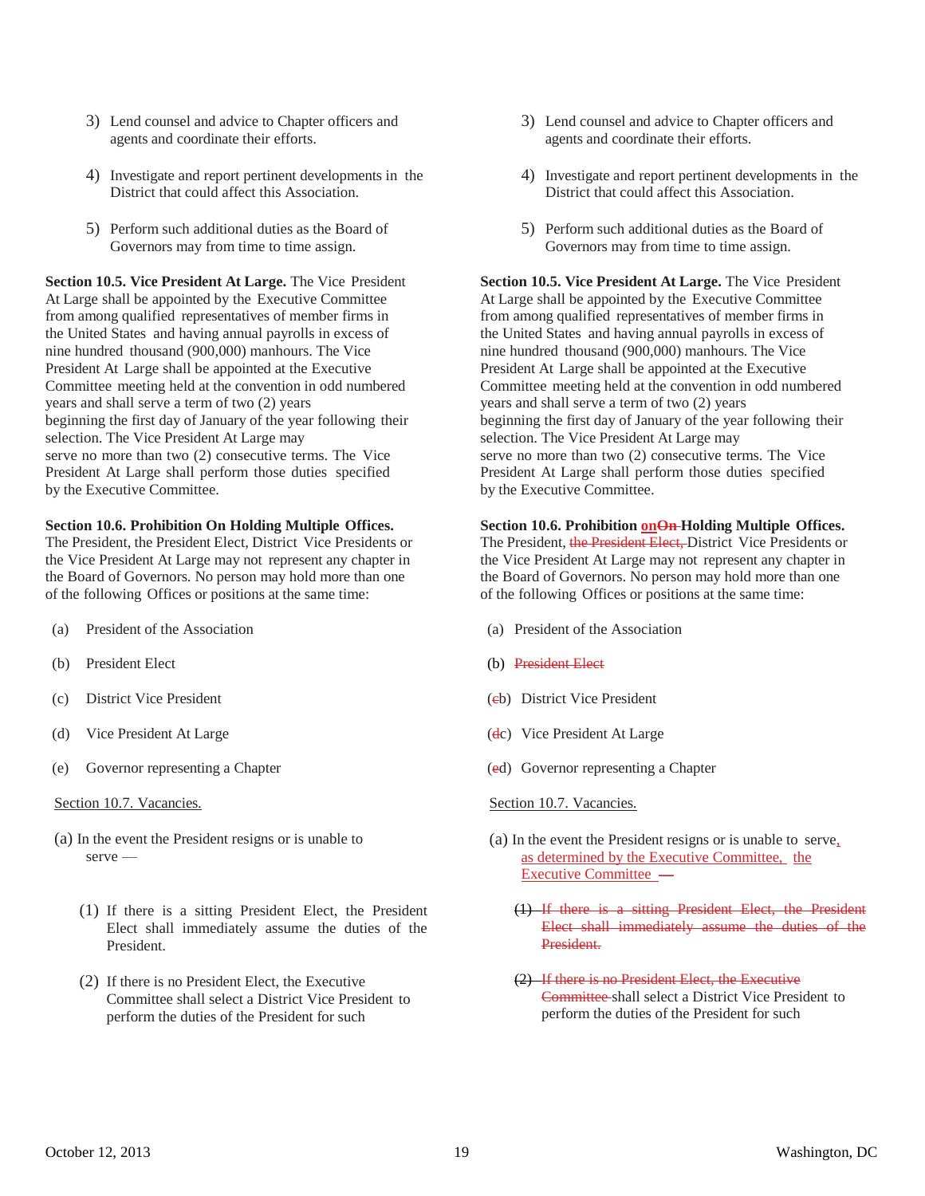3) Lend counsel and advice to Chapter officers and agents and coordinate their efforts.

4) Investigate and report pertinent developments in the District that could affect this Association.

5) Perform such additional duties as the Board of Governors may from time to time assign.

**Section 10.5. Vice President At Large.** The Vice President At Large shall be appointed by the Executive Committee from among qualified representatives of member firms in the United States and having annual payrolls in excess of nine hundred thousand (900,000) manhours. The Vice President At Large shall be appointed at the Executive Committee meeting held at the convention in odd numbered years and shall serve a term of two (2) years beginning the first day of January of the year following their selection. The Vice President At Large may serve no more than two (2) consecutive terms. The Vice President At Large shall perform those duties specified by the Executive Committee.

**Section 10.6. Prohibition On Holding Multiple Offices.** The President, the President Elect, District Vice Presidents or the Vice President At Large may not represent any chapter in the Board of Governors. No person may hold more than one of the following Offices or positions at the same time:

(a) President of the Association

(b) President Elect

(c) District Vice President

(d) Vice President At Large

(e) Governor representing a Chapter

<u>Section 10.7. Vacancies.</u>

(a) In the event the President resigns or is unable to serve —

(1) If there is a sitting President Elect, the President Elect shall immediately assume the duties of the President.

(2) If there is no President Elect, the Executive Committee shall select a District Vice President to perform the duties of the President for such

---

3) Lend counsel and advice to Chapter officers and agents and coordinate their efforts.

4) Investigate and report pertinent developments in the District that could affect this Association.

5) Perform such additional duties as the Board of Governors may from time to time assign.

**Section 10.5. Vice President At Large.** The Vice President At Large shall be appointed by the Executive Committee from among qualified representatives of member firms in the United States and having annual payrolls in excess of nine hundred thousand (900,000) manhours. The Vice President At Large shall be appointed at the Executive Committee meeting held at the convention in odd numbered years and shall serve a term of two (2) years beginning the first day of January of the year following their selection. The Vice President At Large may serve no more than two (2) consecutive terms. The Vice President At Large shall perform those duties specified by the Executive Committee.

**Section 10.6. Prohibition <u>on</u>~~On~~ Holding Multiple Offices.** The President, ~~the President Elect,~~ District Vice Presidents or the Vice President At Large may not represent any chapter in the Board of Governors. No person may hold more than one of the following Offices or positions at the same time:

(a) President of the Association

~~(b) President Elect~~

(~~c~~b) District Vice President

(~~d~~c) Vice President At Large

(~~e~~d) Governor representing a Chapter

<u>Section 10.7. Vacancies.</u>

(a) In the event the President resigns or is unable to serve<u>, as determined by the Executive Committee, the Executive Committee</u> ~~—~~

~~(1) If there is a sitting President Elect, the President Elect shall immediately assume the duties of the President.~~

~~(2) If there is no President Elect, the Executive Committee~~ shall select a District Vice President to perform the duties of the President for such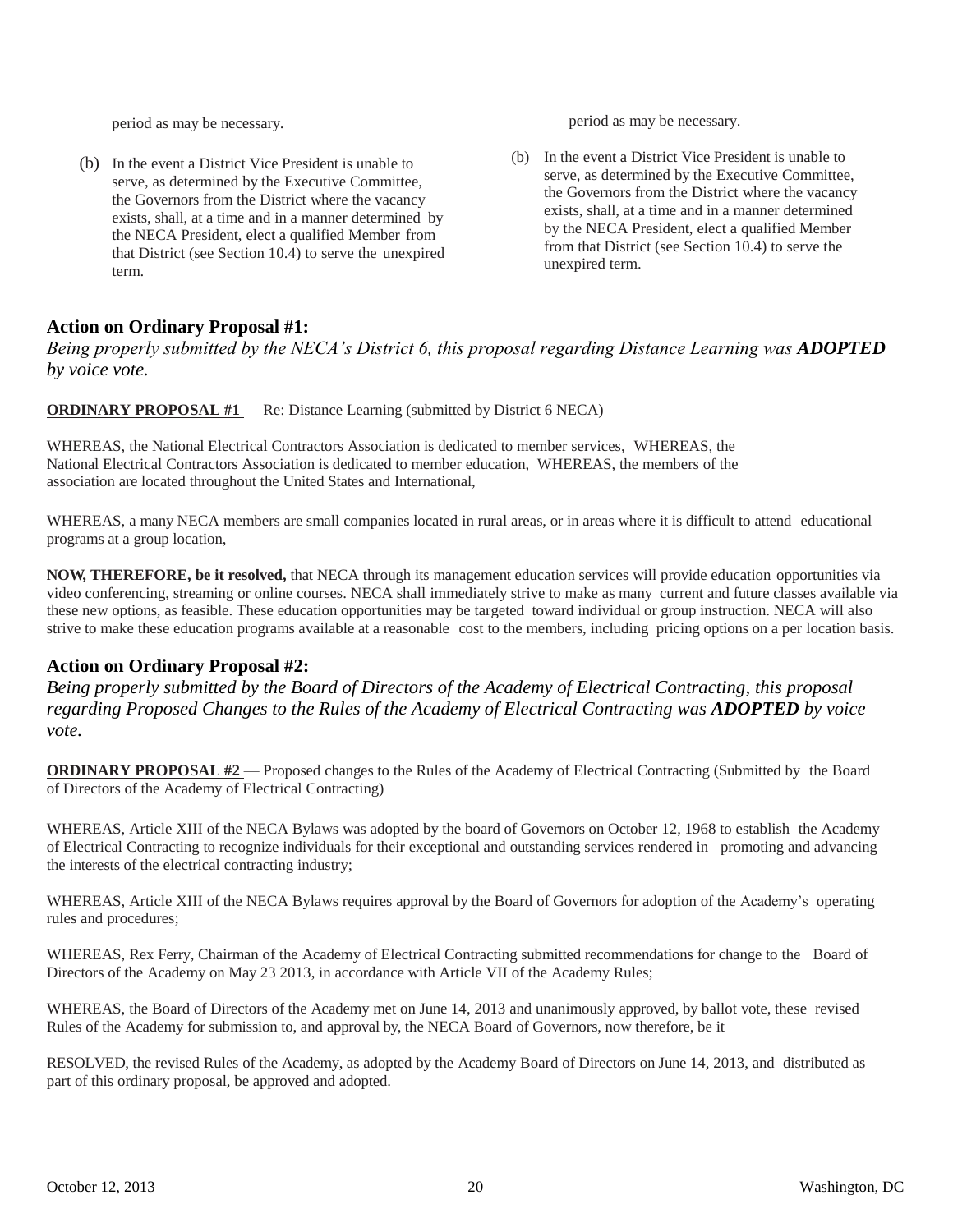period as may be necessary.

(b) In the event a District Vice President is unable to serve, as determined by the Executive Committee, the Governors from the District where the vacancy exists, shall, at a time and in a manner determined by the NECA President, elect a qualified Member from that District (see Section 10.4) to serve the unexpired term.

period as may be necessary.

(b) In the event a District Vice President is unable to serve, as determined by the Executive Committee, the Governors from the District where the vacancy exists, shall, at a time and in a manner determined by the NECA President, elect a qualified Member from that District (see Section 10.4) to serve the unexpired term.

### Action on Ordinary Proposal #1:

*Being properly submitted by the NECA's District 6, this proposal regarding Distance Learning was **ADOPTED** by voice vote.*

**ORDINARY PROPOSAL #1** — Re: Distance Learning (submitted by District 6 NECA)

WHEREAS, the National Electrical Contractors Association is dedicated to member services, WHEREAS, the National Electrical Contractors Association is dedicated to member education, WHEREAS, the members of the association are located throughout the United States and International,

WHEREAS, a many NECA members are small companies located in rural areas, or in areas where it is difficult to attend educational programs at a group location,

**NOW, THEREFORE, be it resolved,** that NECA through its management education services will provide education opportunities via video conferencing, streaming or online courses. NECA shall immediately strive to make as many current and future classes available via these new options, as feasible. These education opportunities may be targeted toward individual or group instruction. NECA will also strive to make these education programs available at a reasonable cost to the members, including pricing options on a per location basis.

### Action on Ordinary Proposal #2:

*Being properly submitted by the Board of Directors of the Academy of Electrical Contracting, this proposal regarding Proposed Changes to the Rules of the Academy of Electrical Contracting was **ADOPTED** by voice vote.*

**ORDINARY PROPOSAL #2** — Proposed changes to the Rules of the Academy of Electrical Contracting (Submitted by the Board of Directors of the Academy of Electrical Contracting)

WHEREAS, Article XIII of the NECA Bylaws was adopted by the board of Governors on October 12, 1968 to establish the Academy of Electrical Contracting to recognize individuals for their exceptional and outstanding services rendered in promoting and advancing the interests of the electrical contracting industry;

WHEREAS, Article XIII of the NECA Bylaws requires approval by the Board of Governors for adoption of the Academy's operating rules and procedures;

WHEREAS, Rex Ferry, Chairman of the Academy of Electrical Contracting submitted recommendations for change to the Board of Directors of the Academy on May 23 2013, in accordance with Article VII of the Academy Rules;

WHEREAS, the Board of Directors of the Academy met on June 14, 2013 and unanimously approved, by ballot vote, these revised Rules of the Academy for submission to, and approval by, the NECA Board of Governors, now therefore, be it

RESOLVED, the revised Rules of the Academy, as adopted by the Academy Board of Directors on June 14, 2013, and distributed as part of this ordinary proposal, be approved and adopted.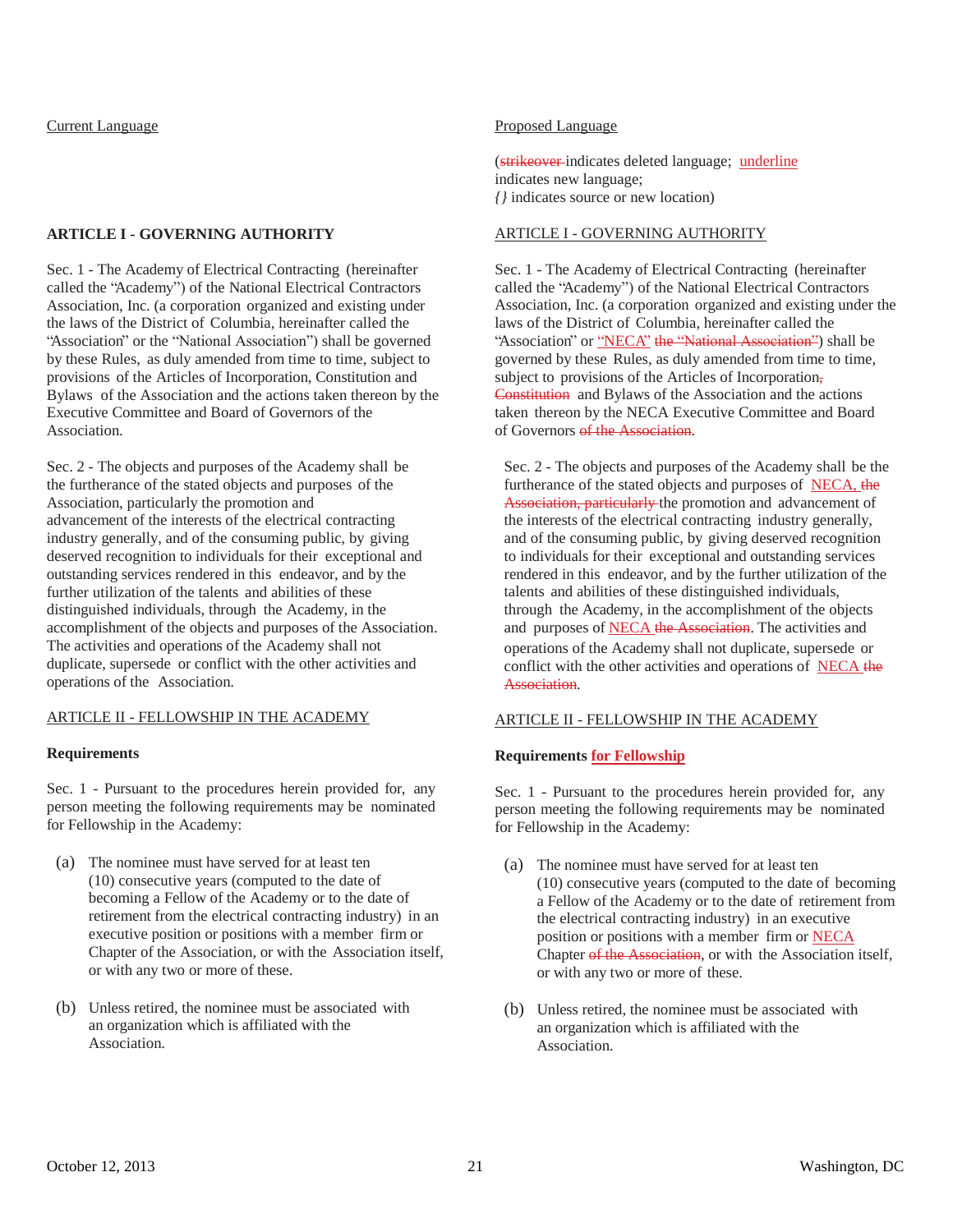Current Language

**ARTICLE I - GOVERNING AUTHORITY**

Sec. 1 - The Academy of Electrical Contracting (hereinafter called the "Academy") of the National Electrical Contractors Association, Inc. (a corporation organized and existing under the laws of the District of Columbia, hereinafter called the "Association" or the "National Association") shall be governed by these Rules, as duly amended from time to time, subject to provisions of the Articles of Incorporation, Constitution and Bylaws of the Association and the actions taken thereon by the Executive Committee and Board of Governors of the Association.

Sec. 2 - The objects and purposes of the Academy shall be the furtherance of the stated objects and purposes of the Association, particularly the promotion and advancement of the interests of the electrical contracting industry generally, and of the consuming public, by giving deserved recognition to individuals for their exceptional and outstanding services rendered in this endeavor, and by the further utilization of the talents and abilities of these distinguished individuals, through the Academy, in the accomplishment of the objects and purposes of the Association. The activities and operations of the Academy shall not duplicate, supersede or conflict with the other activities and operations of the Association.

ARTICLE II - FELLOWSHIP IN THE ACADEMY

**Requirements**

Sec. 1 - Pursuant to the procedures herein provided for, any person meeting the following requirements may be nominated for Fellowship in the Academy:

(a) The nominee must have served for at least ten (10) consecutive years (computed to the date of becoming a Fellow of the Academy or to the date of retirement from the electrical contracting industry) in an executive position or positions with a member firm or Chapter of the Association, or with the Association itself, or with any two or more of these.

(b) Unless retired, the nominee must be associated with an organization which is affiliated with the Association.

Proposed Language

(~~strikeover~~ indicates deleted language; underline indicates new language;
*{}* indicates source or new location)

ARTICLE I - GOVERNING AUTHORITY

Sec. 1 - The Academy of Electrical Contracting (hereinafter called the "Academy") of the National Electrical Contractors Association, Inc. (a corporation organized and existing under the laws of the District of Columbia, hereinafter called the "Association" or "NECA" ~~the "National Association"~~) shall be governed by these Rules, as duly amended from time to time, subject to provisions of the Articles of Incorporation~~, Constitution~~ and Bylaws of the Association and the actions taken thereon by the NECA Executive Committee and Board of Governors ~~of the Association~~.

Sec. 2 - The objects and purposes of the Academy shall be the furtherance of the stated objects and purposes of NECA, ~~the Association, particularly~~ the promotion and advancement of the interests of the electrical contracting industry generally, and of the consuming public, by giving deserved recognition to individuals for their exceptional and outstanding services rendered in this endeavor, and by the further utilization of the talents and abilities of these distinguished individuals, through the Academy, in the accomplishment of the objects and purposes of NECA ~~the Association~~. The activities and operations of the Academy shall not duplicate, supersede or conflict with the other activities and operations of NECA ~~the Association~~.

ARTICLE II - FELLOWSHIP IN THE ACADEMY

**Requirements for Fellowship**

Sec. 1 - Pursuant to the procedures herein provided for, any person meeting the following requirements may be nominated for Fellowship in the Academy:

(a) The nominee must have served for at least ten (10) consecutive years (computed to the date of becoming a Fellow of the Academy or to the date of retirement from the electrical contracting industry) in an executive position or positions with a member firm or NECA Chapter ~~of the Association~~, or with the Association itself, or with any two or more of these.

(b) Unless retired, the nominee must be associated with an organization which is affiliated with the Association.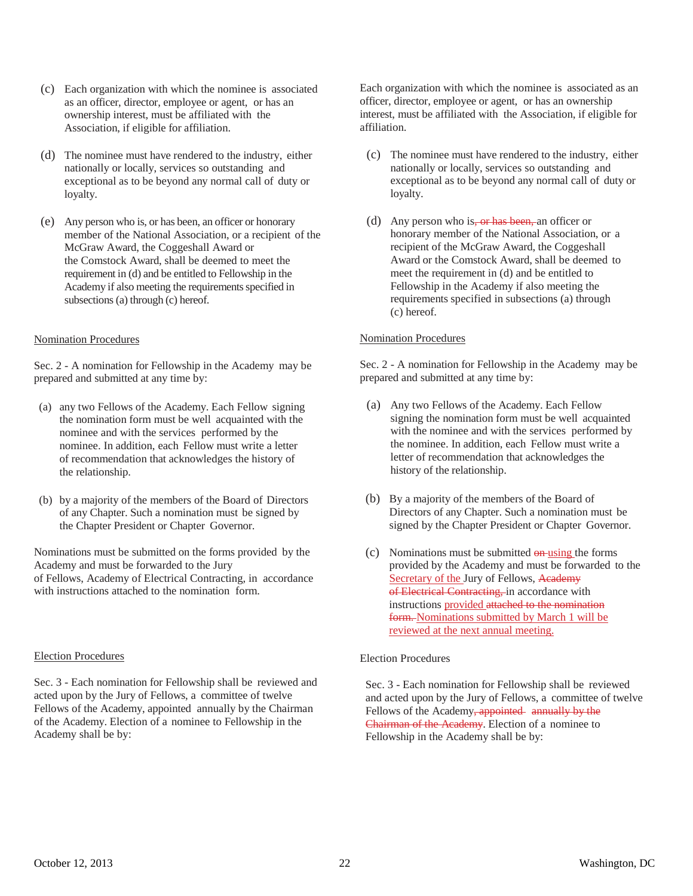(c) Each organization with which the nominee is associated as an officer, director, employee or agent, or has an ownership interest, must be affiliated with the Association, if eligible for affiliation.

(d) The nominee must have rendered to the industry, either nationally or locally, services so outstanding and exceptional as to be beyond any normal call of duty or loyalty.

(e) Any person who is, or has been, an officer or honorary member of the National Association, or a recipient of the McGraw Award, the Coggeshall Award or the Comstock Award, shall be deemed to meet the requirement in (d) and be entitled to Fellowship in the Academy if also meeting the requirements specified in subsections (a) through (c) hereof.

<u>Nomination Procedures</u>

Sec. 2 - A nomination for Fellowship in the Academy may be prepared and submitted at any time by:

(a) any two Fellows of the Academy. Each Fellow signing the nomination form must be well acquainted with the nominee and with the services performed by the nominee. In addition, each Fellow must write a letter of recommendation that acknowledges the history of the relationship.

(b) by a majority of the members of the Board of Directors of any Chapter. Such a nomination must be signed by the Chapter President or Chapter Governor.

Nominations must be submitted on the forms provided by the Academy and must be forwarded to the Jury of Fellows, Academy of Electrical Contracting, in accordance with instructions attached to the nomination form.

<u>Election Procedures</u>

Sec. 3 - Each nomination for Fellowship shall be reviewed and acted upon by the Jury of Fellows, a committee of twelve Fellows of the Academy, appointed annually by the Chairman of the Academy. Election of a nominee to Fellowship in the Academy shall be by:

---

Each organization with which the nominee is associated as an officer, director, employee or agent, or has an ownership interest, must be affiliated with the Association, if eligible for affiliation.

(c) The nominee must have rendered to the industry, either nationally or locally, services so outstanding and exceptional as to be beyond any normal call of duty or loyalty.

(d) Any person who is~~, or has been,~~ an officer or honorary member of the National Association, or a recipient of the McGraw Award, the Coggeshall Award or the Comstock Award, shall be deemed to meet the requirement in (d) and be entitled to Fellowship in the Academy if also meeting the requirements specified in subsections (a) through (c) hereof.

<u>Nomination Procedures</u>

Sec. 2 - A nomination for Fellowship in the Academy may be prepared and submitted at any time by:

(a) Any two Fellows of the Academy. Each Fellow signing the nomination form must be well acquainted with the nominee and with the services performed by the nominee. In addition, each Fellow must write a letter of recommendation that acknowledges the history of the relationship.

(b) By a majority of the members of the Board of Directors of any Chapter. Such a nomination must be signed by the Chapter President or Chapter Governor.

(c) Nominations must be submitted ~~on~~ <u>using</u> the forms provided by the Academy and must be forwarded to the <u>Secretary of the</u> Jury of Fellows, ~~Academy of Electrical Contracting,~~ in accordance with instructions <u>provided</u> ~~attached to the nomination form.~~ <u>Nominations submitted by March 1 will be reviewed at the next annual meeting.</u>

Election Procedures

Sec. 3 - Each nomination for Fellowship shall be reviewed and acted upon by the Jury of Fellows, a committee of twelve Fellows of the Academy~~, appointed annually by the Chairman of the Academy~~. Election of a nominee to Fellowship in the Academy shall be by: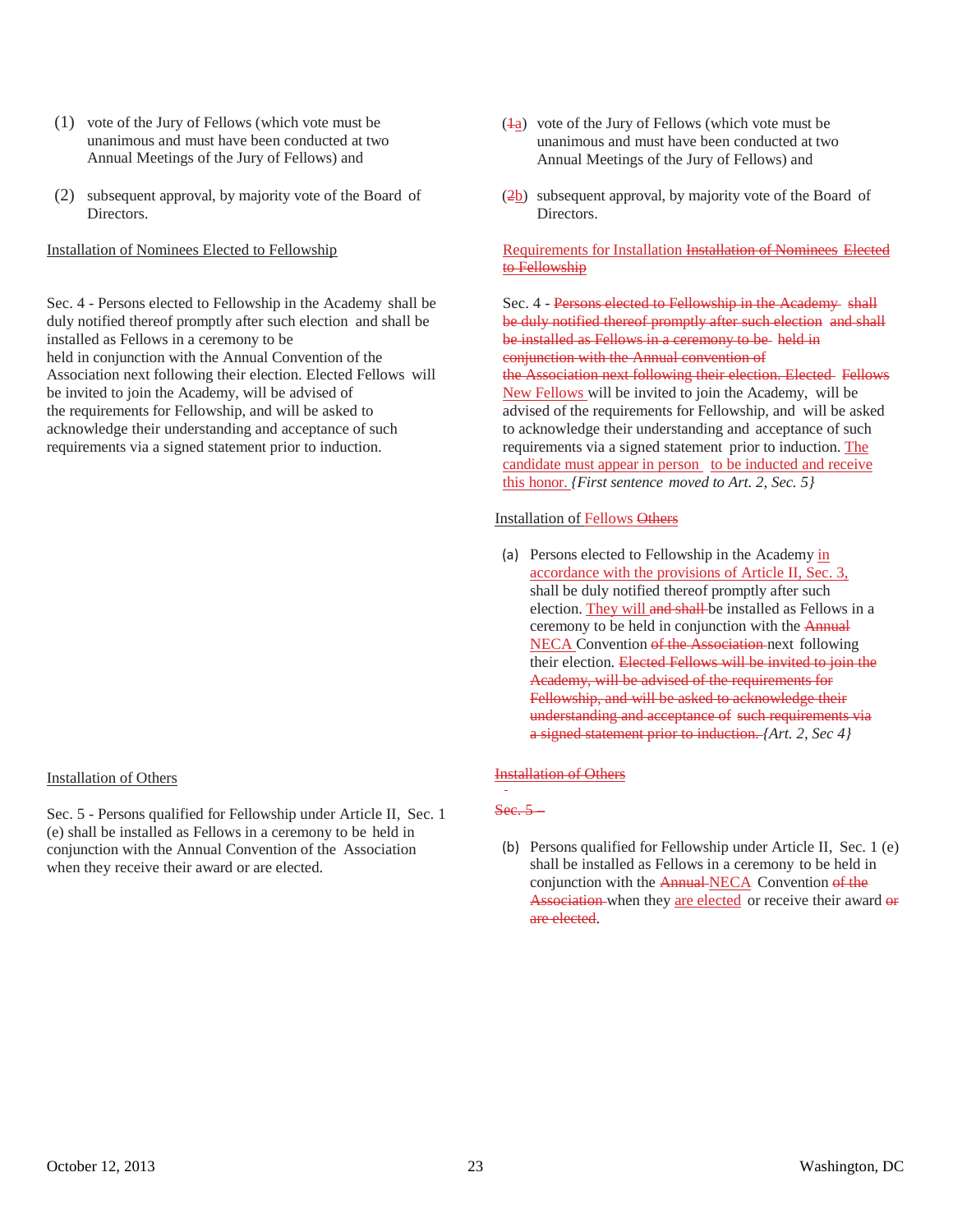(1) vote of the Jury of Fellows (which vote must be unanimous and must have been conducted at two Annual Meetings of the Jury of Fellows) and

(2) subsequent approval, by majority vote of the Board of Directors.

Installation of Nominees Elected to Fellowship

Sec. 4 - Persons elected to Fellowship in the Academy shall be duly notified thereof promptly after such election and shall be installed as Fellows in a ceremony to be held in conjunction with the Annual Convention of the Association next following their election. Elected Fellows will be invited to join the Academy, will be advised of the requirements for Fellowship, and will be asked to acknowledge their understanding and acceptance of such requirements via a signed statement prior to induction.

Installation of Others

Sec. 5 - Persons qualified for Fellowship under Article II, Sec. 1 (e) shall be installed as Fellows in a ceremony to be held in conjunction with the Annual Convention of the Association when they receive their award or are elected.

(~~1~~a) vote of the Jury of Fellows (which vote must be unanimous and must have been conducted at two Annual Meetings of the Jury of Fellows) and

(~~2~~b) subsequent approval, by majority vote of the Board of Directors.

Requirements for Installation ~~Installation of Nominees Elected to Fellowship~~

Sec. 4 - ~~Persons elected to Fellowship in the Academy shall be duly notified thereof promptly after such election and shall be installed as Fellows in a ceremony to be held in conjunction with the Annual convention of the Association next following their election. Elected Fellows~~ New Fellows will be invited to join the Academy, will be advised of the requirements for Fellowship, and will be asked to acknowledge their understanding and acceptance of such requirements via a signed statement prior to induction. The candidate must appear in person to be inducted and receive this honor. *{First sentence moved to Art. 2, Sec. 5}*

Installation of Fellows ~~Others~~

(a) Persons elected to Fellowship in the Academy in accordance with the provisions of Article II, Sec. 3, shall be duly notified thereof promptly after such election. They will ~~and shall~~ be installed as Fellows in a ceremony to be held in conjunction with the ~~Annual~~ NECA Convention ~~of the Association~~ next following their election. ~~Elected Fellows will be invited to join the Academy, will be advised of the requirements for Fellowship, and will be asked to acknowledge their understanding and acceptance of such requirements via a signed statement prior to induction.~~ *{Art. 2, Sec 4}*

~~Installation of Others~~

~~Sec. 5 –~~

(b) Persons qualified for Fellowship under Article II, Sec. 1 (e) shall be installed as Fellows in a ceremony to be held in conjunction with the ~~Annual~~ NECA Convention ~~of the Association~~ when they are elected or receive their award ~~or are elected~~.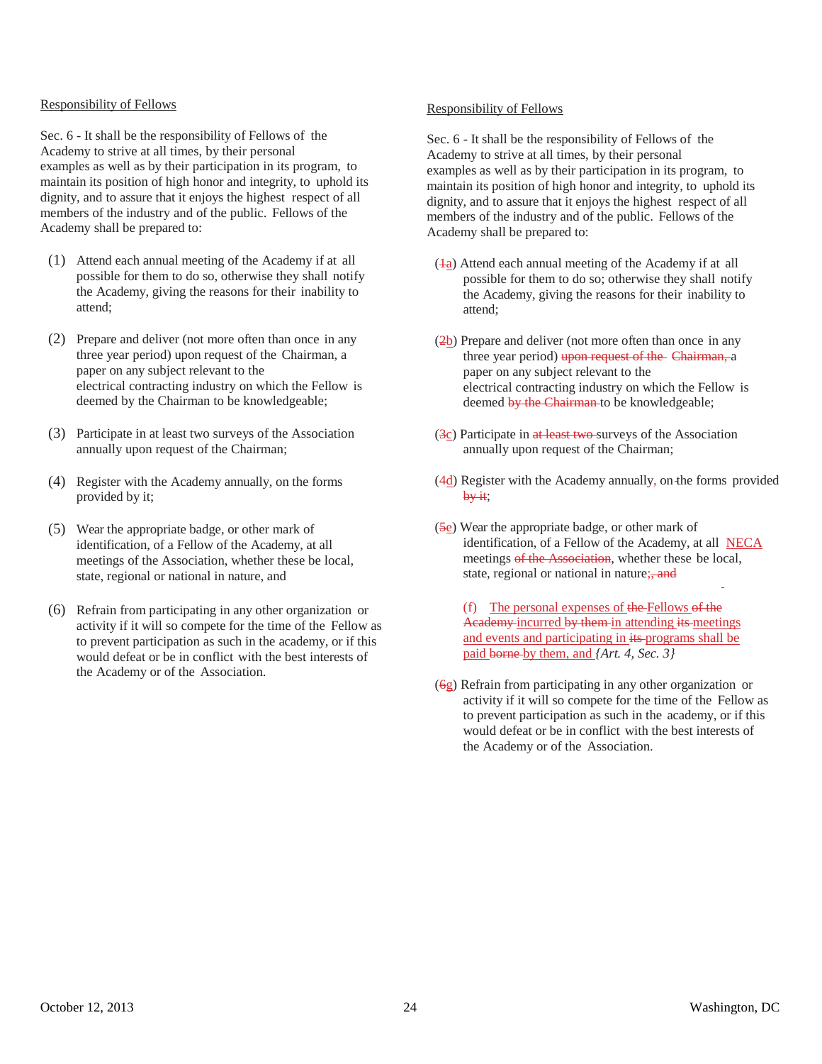Responsibility of Fellows

Sec. 6 - It shall be the responsibility of Fellows of the Academy to strive at all times, by their personal examples as well as by their participation in its program, to maintain its position of high honor and integrity, to uphold its dignity, and to assure that it enjoys the highest respect of all members of the industry and of the public. Fellows of the Academy shall be prepared to:

(1) Attend each annual meeting of the Academy if at all possible for them to do so, otherwise they shall notify the Academy, giving the reasons for their inability to attend;

(2) Prepare and deliver (not more often than once in any three year period) upon request of the Chairman, a paper on any subject relevant to the electrical contracting industry on which the Fellow is deemed by the Chairman to be knowledgeable;

(3) Participate in at least two surveys of the Association annually upon request of the Chairman;

(4) Register with the Academy annually, on the forms provided by it;

(5) Wear the appropriate badge, or other mark of identification, of a Fellow of the Academy, at all meetings of the Association, whether these be local, state, regional or national in nature, and

(6) Refrain from participating in any other organization or activity if it will so compete for the time of the Fellow as to prevent participation as such in the academy, or if this would defeat or be in conflict with the best interests of the Academy or of the Association.

Responsibility of Fellows

Sec. 6 - It shall be the responsibility of Fellows of the Academy to strive at all times, by their personal examples as well as by their participation in its program, to maintain its position of high honor and integrity, to uphold its dignity, and to assure that it enjoys the highest respect of all members of the industry and of the public. Fellows of the Academy shall be prepared to:

(~~1~~a) Attend each annual meeting of the Academy if at all possible for them to do so; otherwise they shall notify the Academy, giving the reasons for their inability to attend;

(~~2~~b) Prepare and deliver (not more often than once in any three year period) ~~upon request of the Chairman,~~ a paper on any subject relevant to the electrical contracting industry on which the Fellow is deemed ~~by the Chairman~~ to be knowledgeable;

(~~3~~c) Participate in ~~at least two~~ surveys of the Association annually upon request of the Chairman;

(~~4~~d) Register with the Academy annually, on ~~t~~the forms provided ~~by it~~;

(~~5~~e) Wear the appropriate badge, or other mark of identification, of a Fellow of the Academy, at all NECA meetings ~~of the Association~~, whether these be local, state, regional or national in nature;~~, and~~

(f) The personal expenses of ~~the~~ Fellows ~~of the Academy~~ incurred ~~by them~~ in attending ~~its~~ meetings and events and participating in ~~its~~ programs shall be paid ~~borne~~ by them, and *{Art. 4, Sec. 3}*

(~~6~~g) Refrain from participating in any other organization or activity if it will so compete for the time of the Fellow as to prevent participation as such in the academy, or if this would defeat or be in conflict with the best interests of the Academy or of the Association.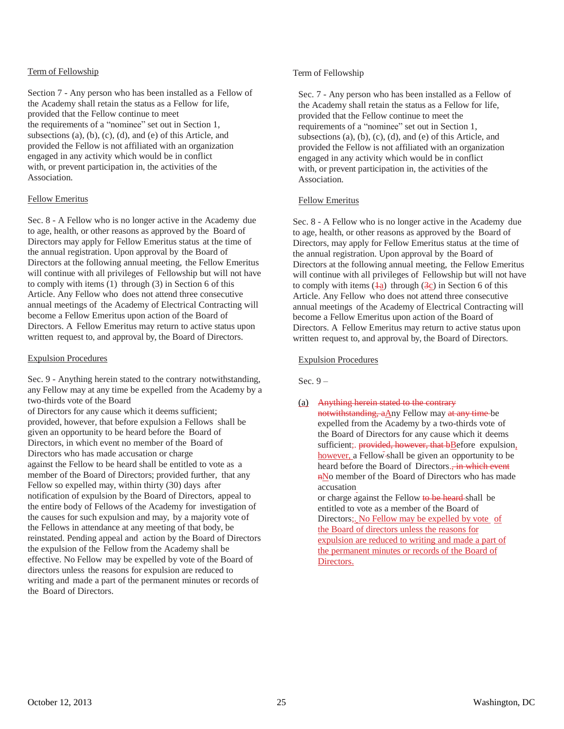Term of Fellowship

Section 7 - Any person who has been installed as a Fellow of the Academy shall retain the status as a Fellow for life, provided that the Fellow continue to meet the requirements of a "nominee" set out in Section 1, subsections (a), (b), (c), (d), and (e) of this Article, and provided the Fellow is not affiliated with an organization engaged in any activity which would be in conflict with, or prevent participation in, the activities of the Association.

Fellow Emeritus

Sec. 8 - A Fellow who is no longer active in the Academy due to age, health, or other reasons as approved by the Board of Directors may apply for Fellow Emeritus status at the time of the annual registration. Upon approval by the Board of Directors at the following annual meeting, the Fellow Emeritus will continue with all privileges of Fellowship but will not have to comply with items (1) through (3) in Section 6 of this Article. Any Fellow who does not attend three consecutive annual meetings of the Academy of Electrical Contracting will become a Fellow Emeritus upon action of the Board of Directors. A Fellow Emeritus may return to active status upon written request to, and approval by, the Board of Directors.

Expulsion Procedures

Sec. 9 - Anything herein stated to the contrary notwithstanding, any Fellow may at any time be expelled from the Academy by a two-thirds vote of the Board of Directors for any cause which it deems sufficient; provided, however, that before expulsion a Fellows shall be given an opportunity to be heard before the Board of Directors, in which event no member of the Board of Directors who has made accusation or charge against the Fellow to be heard shall be entitled to vote as a member of the Board of Directors; provided further, that any Fellow so expelled may, within thirty (30) days after notification of expulsion by the Board of Directors, appeal to the entire body of Fellows of the Academy for investigation of the causes for such expulsion and may, by a majority vote of the Fellows in attendance at any meeting of that body, be reinstated. Pending appeal and action by the Board of Directors the expulsion of the Fellow from the Academy shall be effective. No Fellow may be expelled by vote of the Board of directors unless the reasons for expulsion are reduced to writing and made a part of the permanent minutes or records of the Board of Directors.

Term of Fellowship

Sec. 7 - Any person who has been installed as a Fellow of the Academy shall retain the status as a Fellow for life, provided that the Fellow continue to meet the requirements of a "nominee" set out in Section 1, subsections (a), (b), (c), (d), and (e) of this Article, and provided the Fellow is not affiliated with an organization engaged in any activity which would be in conflict with, or prevent participation in, the activities of the Association.

Fellow Emeritus

Sec. 8 - A Fellow who is no longer active in the Academy due to age, health, or other reasons as approved by the Board of Directors, may apply for Fellow Emeritus status at the time of the annual registration. Upon approval by the Board of Directors at the following annual meeting, the Fellow Emeritus will continue with all privileges of Fellowship but will not have to comply with items (~~1~~a) through (~~3~~c) in Section 6 of this Article. Any Fellow who does not attend three consecutive annual meetings of the Academy of Electrical Contracting will become a Fellow Emeritus upon action of the Board of Directors. A Fellow Emeritus may return to active status upon written request to, and approval by, the Board of Directors.

Expulsion Procedures

Sec. 9 –

(a) ~~Anything herein stated to the contrary notwithstanding, a~~Any Fellow may ~~at any time~~ be expelled from the Academy by a two-thirds vote of the Board of Directors for any cause which it deems sufficient;. ~~provided, however, that b~~Before expulsion, however, a Fellow~~s~~ shall be given an opportunity to be heard before the Board of Directors.~~, in which event n~~No member of the Board of Directors who has made accusation or charge against the Fellow ~~to be heard~~ shall be entitled to vote as a member of the Board of Directors;. No Fellow may be expelled by vote of the Board of directors unless the reasons for expulsion are reduced to writing and made a part of the permanent minutes or records of the Board of Directors.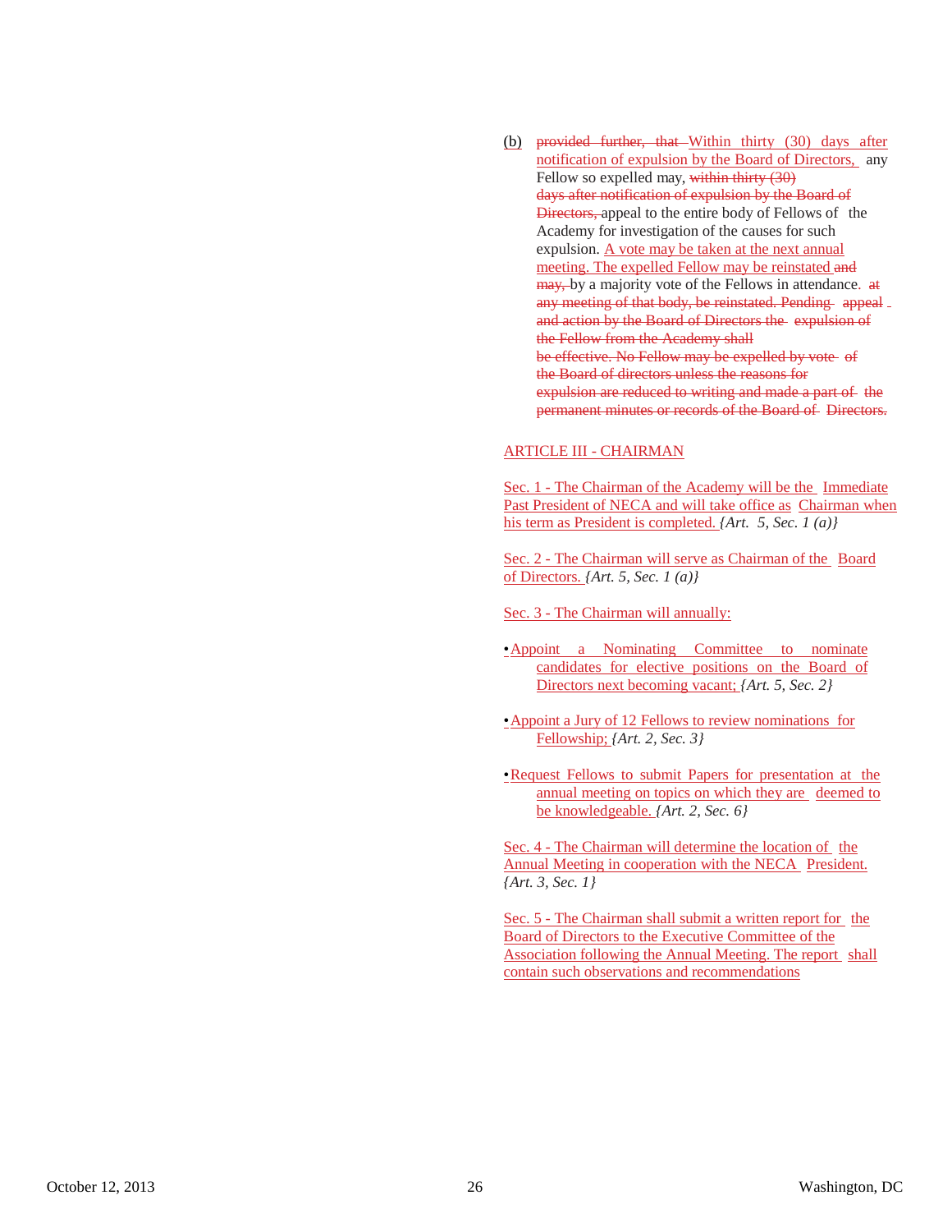(b) ~~provided further, that~~ Within thirty (30) days after notification of expulsion by the Board of Directors, any Fellow so expelled may, ~~within thirty (30) days after notification of expulsion by the Board of Directors,~~ appeal to the entire body of Fellows of the Academy for investigation of the causes for such expulsion. A vote may be taken at the next annual meeting. The expelled Fellow may be reinstated ~~and may,~~ by a majority vote of the Fellows in attendance. ~~at any meeting of that body, be reinstated. Pending appeal and action by the Board of Directors the expulsion of the Fellow from the Academy shall be effective. No Fellow may be expelled by vote of the Board of directors unless the reasons for expulsion are reduced to writing and made a part of the permanent minutes or records of the Board of Directors.~~

## ARTICLE III - CHAIRMAN

Sec. 1 - The Chairman of the Academy will be the Immediate Past President of NECA and will take office as Chairman when his term as President is completed. *{Art. 5, Sec. 1 (a)}*

Sec. 2 - The Chairman will serve as Chairman of the Board of Directors. *{Art. 5, Sec. 1 (a)}*

Sec. 3 - The Chairman will annually:

- Appoint a Nominating Committee to nominate candidates for elective positions on the Board of Directors next becoming vacant; *{Art. 5, Sec. 2}*

- Appoint a Jury of 12 Fellows to review nominations for Fellowship; *{Art. 2, Sec. 3}*

- Request Fellows to submit Papers for presentation at the annual meeting on topics on which they are deemed to be knowledgeable. *{Art. 2, Sec. 6}*

Sec. 4 - The Chairman will determine the location of the Annual Meeting in cooperation with the NECA President. *{Art. 3, Sec. 1}*

Sec. 5 - The Chairman shall submit a written report for the Board of Directors to the Executive Committee of the Association following the Annual Meeting. The report shall contain such observations and recommendations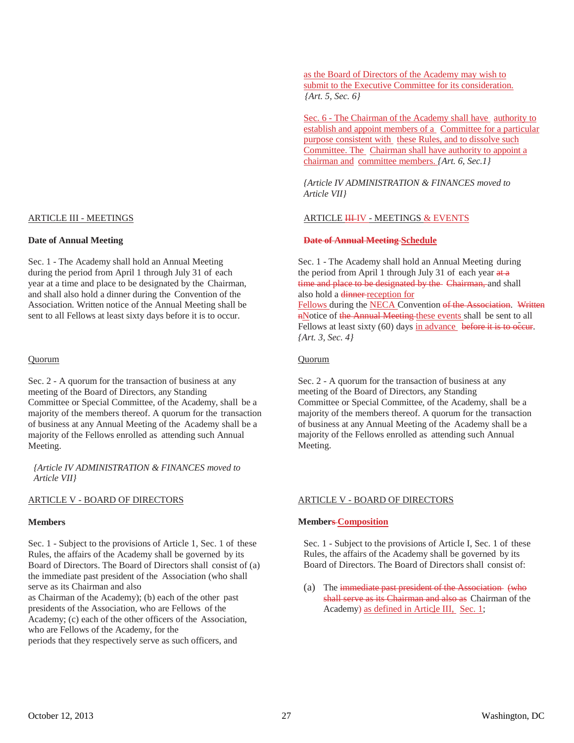as the Board of Directors of the Academy may wish to submit to the Executive Committee for its consideration. *{Art. 5, Sec. 6}*

Sec. 6 - The Chairman of the Academy shall have authority to establish and appoint members of a Committee for a particular purpose consistent with these Rules, and to dissolve such Committee. The Chairman shall have authority to appoint a chairman and committee members. *{Art. 6, Sec.1}*

*{Article IV ADMINISTRATION & FINANCES moved to Article VII}*

| ARTICLE III - MEETINGS | ARTICLE ~~III~~ IV - MEETINGS & EVENTS |
|---|---|
| **Date of Annual Meeting** | **~~Date of Annual Meeting~~ Schedule** |
| Sec. 1 - The Academy shall hold an Annual Meeting during the period from April 1 through July 31 of each year at a time and place to be designated by the Chairman, and shall also hold a dinner during the Convention of the Association. Written notice of the Annual Meeting shall be sent to all Fellows at least sixty days before it is to occur. | Sec. 1 - The Academy shall hold an Annual Meeting during the period from April 1 through July 31 of each year ~~at a time and place to be designated by the Chairman,~~ and shall also hold a ~~dinner~~ reception for Fellows during the NECA Convention ~~of the Association~~. ~~Written n~~Notice of ~~the Annual Meeting~~ these events shall be sent to all Fellows at least sixty (60) days in advance ~~before it is to occur~~. *{Art. 3, Sec. 4}* |
| Quorum | Quorum |
| Sec. 2 - A quorum for the transaction of business at any meeting of the Board of Directors, any Standing Committee or Special Committee, of the Academy, shall be a majority of the members thereof. A quorum for the transaction of business at any Annual Meeting of the Academy shall be a majority of the Fellows enrolled as attending such Annual Meeting. | Sec. 2 - A quorum for the transaction of business at any meeting of the Board of Directors, any Standing Committee or Special Committee, of the Academy, shall be a majority of the members thereof. A quorum for the transaction of business at any Annual Meeting of the Academy shall be a majority of the Fellows enrolled as attending such Annual Meeting. |
| *{Article IV ADMINISTRATION & FINANCES moved to Article VII}* | |
| ARTICLE V - BOARD OF DIRECTORS | ARTICLE V - BOARD OF DIRECTORS |
| **Members** | **~~Members~~ Composition** |
| Sec. 1 - Subject to the provisions of Article 1, Sec. 1 of these Rules, the affairs of the Academy shall be governed by its Board of Directors. The Board of Directors shall consist of (a) the immediate past president of the Association (who shall serve as its Chairman and also as Chairman of the Academy); (b) each of the other past presidents of the Association, who are Fellows of the Academy; (c) each of the other officers of the Association, who are Fellows of the Academy, for the periods that they respectively serve as such officers, and | Sec. 1 - Subject to the provisions of Article I, Sec. 1 of these Rules, the affairs of the Academy shall be governed by its Board of Directors. The Board of Directors shall consist of:<br><br>(a) The ~~immediate past president of the Association (who shall serve as its Chairman and also as~~ Chairman of the Academy) as defined in Article III, Sec. 1; |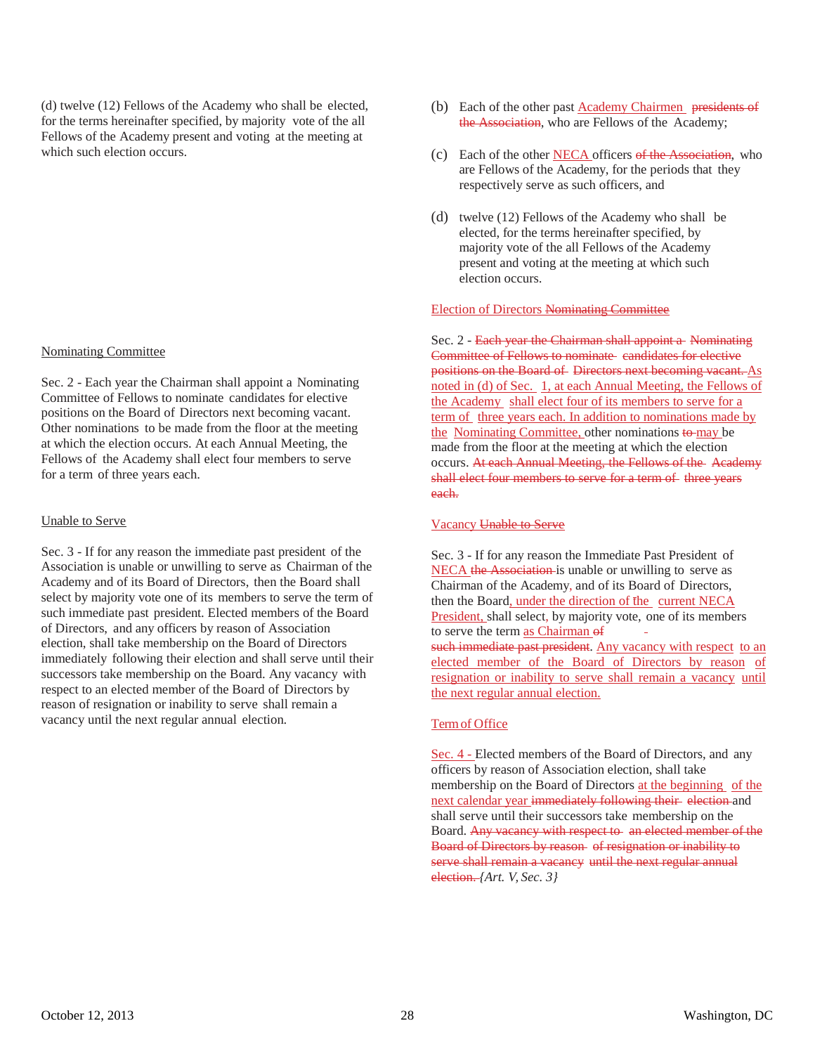(d) twelve (12) Fellows of the Academy who shall be elected, for the terms hereinafter specified, by majority vote of the all Fellows of the Academy present and voting at the meeting at which such election occurs.

Nominating Committee

Sec. 2 - Each year the Chairman shall appoint a Nominating Committee of Fellows to nominate candidates for elective positions on the Board of Directors next becoming vacant. Other nominations to be made from the floor at the meeting at which the election occurs. At each Annual Meeting, the Fellows of the Academy shall elect four members to serve for a term of three years each.

Unable to Serve

Sec. 3 - If for any reason the immediate past president of the Association is unable or unwilling to serve as Chairman of the Academy and of its Board of Directors, then the Board shall select by majority vote one of its members to serve the term of such immediate past president. Elected members of the Board of Directors, and any officers by reason of Association election, shall take membership on the Board of Directors immediately following their election and shall serve until their successors take membership on the Board. Any vacancy with respect to an elected member of the Board of Directors by reason of resignation or inability to serve shall remain a vacancy until the next regular annual election.

(b) Each of the other past Academy Chairmen ~~presidents of the Association~~, who are Fellows of the Academy;

(c) Each of the other NECA officers ~~of the Association~~, who are Fellows of the Academy, for the periods that they respectively serve as such officers, and

(d) twelve (12) Fellows of the Academy who shall be elected, for the terms hereinafter specified, by majority vote of the all Fellows of the Academy present and voting at the meeting at which such election occurs.

Election of Directors ~~Nominating Committee~~

Sec. 2 - ~~Each year the Chairman shall appoint a Nominating Committee of Fellows to nominate candidates for elective positions on the Board of Directors next becoming vacant.~~ As noted in (d) of Sec. 1, at each Annual Meeting, the Fellows of the Academy shall elect four of its members to serve for a term of three years each. In addition to nominations made by the Nominating Committee, other nominations ~~to~~ may be made from the floor at the meeting at which the election occurs. ~~At each Annual Meeting, the Fellows of the Academy shall elect four members to serve for a term of three years each.~~

Vacancy ~~Unable to Serve~~

Sec. 3 - If for any reason the Immediate Past President of NECA ~~the Association~~ is unable or unwilling to serve as Chairman of the Academy, and of its Board of Directors, then the Board, under the direction of the current NECA President, shall select, by majority vote, one of its members to serve the term as Chairman ~~of such immediate past president~~. Any vacancy with respect to an elected member of the Board of Directors by reason of resignation or inability to serve shall remain a vacancy until the next regular annual election.

Term of Office

Sec. 4 - Elected members of the Board of Directors, and any officers by reason of Association election, shall take membership on the Board of Directors at the beginning of the next calendar year ~~immediately following their election~~ and shall serve until their successors take membership on the Board. ~~Any vacancy with respect to an elected member of the Board of Directors by reason of resignation or inability to serve shall remain a vacancy until the next regular annual election.~~ *{Art. V, Sec. 3}*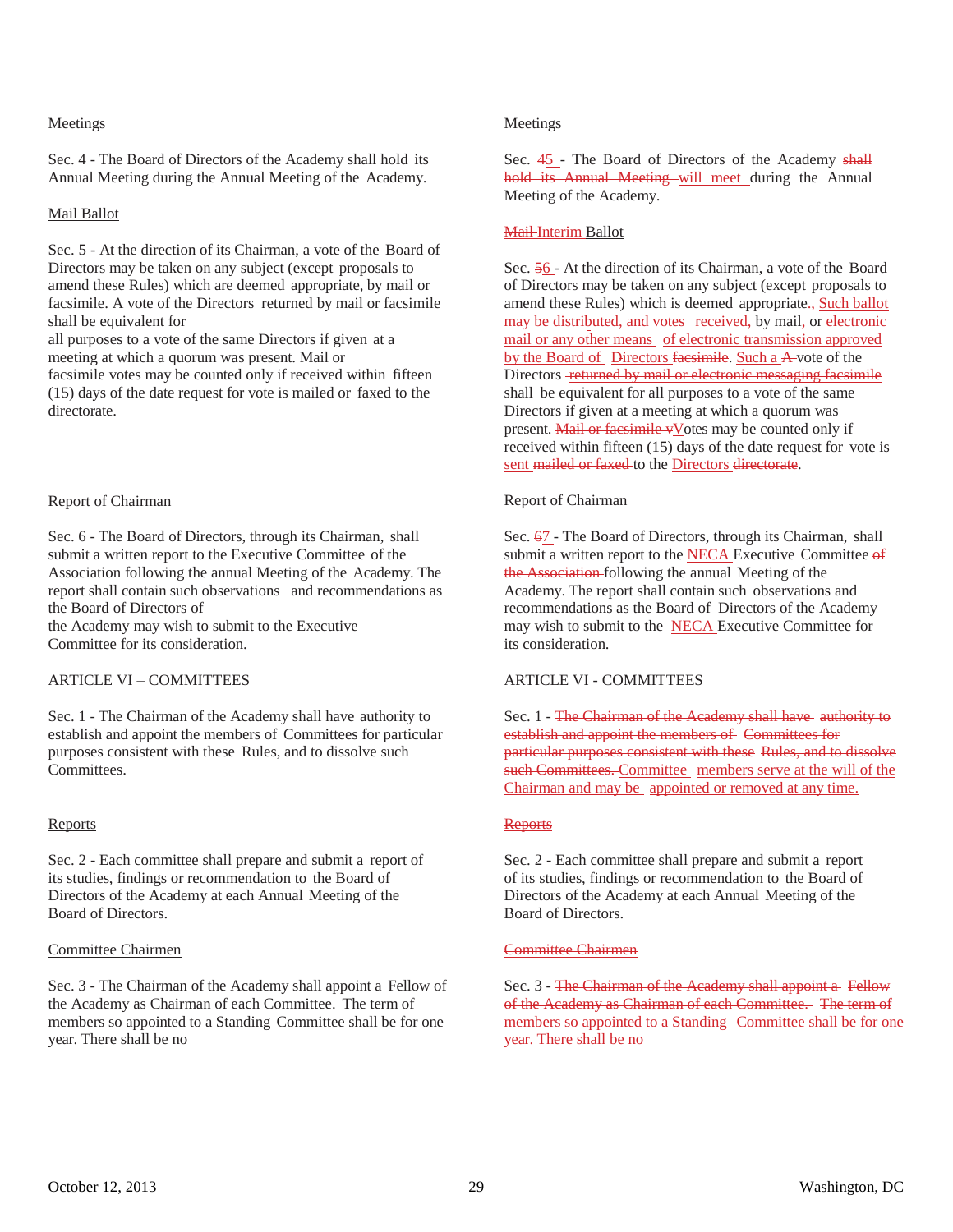Meetings

Sec. 4 - The Board of Directors of the Academy shall hold its Annual Meeting during the Annual Meeting of the Academy.

Mail Ballot

Sec. 5 - At the direction of its Chairman, a vote of the Board of Directors may be taken on any subject (except proposals to amend these Rules) which are deemed appropriate, by mail or facsimile. A vote of the Directors returned by mail or facsimile shall be equivalent for all purposes to a vote of the same Directors if given at a meeting at which a quorum was present. Mail or facsimile votes may be counted only if received within fifteen (15) days of the date request for vote is mailed or faxed to the directorate.

Report of Chairman

Sec. 6 - The Board of Directors, through its Chairman, shall submit a written report to the Executive Committee of the Association following the annual Meeting of the Academy. The report shall contain such observations and recommendations as the Board of Directors of the Academy may wish to submit to the Executive Committee for its consideration.

ARTICLE VI – COMMITTEES

Sec. 1 - The Chairman of the Academy shall have authority to establish and appoint the members of Committees for particular purposes consistent with these Rules, and to dissolve such Committees.

Reports

Sec. 2 - Each committee shall prepare and submit a report of its studies, findings or recommendation to the Board of Directors of the Academy at each Annual Meeting of the Board of Directors.

Committee Chairmen

Sec. 3 - The Chairman of the Academy shall appoint a Fellow of the Academy as Chairman of each Committee. The term of members so appointed to a Standing Committee shall be for one year. There shall be no

---

Meetings

Sec. ~~4~~5 - The Board of Directors of the Academy ~~shall hold its Annual Meeting~~ will meet during the Annual Meeting of the Academy.

~~Mail~~ Interim Ballot

Sec. ~~5~~6 - At the direction of its Chairman, a vote of the Board of Directors may be taken on any subject (except proposals to amend these Rules) which is deemed appropriate~~,~~. Such ballot may be distributed, and votes received, by mail, or electronic mail or any other means of electronic transmission approved by the Board of Directors ~~facsimile~~. Such a ~~A~~ vote of the Directors ~~returned by mail or electronic messaging facsimile~~ shall be equivalent for all purposes to a vote of the same Directors if given at a meeting at which a quorum was present. ~~Mail or facsimile v~~Votes may be counted only if received within fifteen (15) days of the date request for vote is sent ~~mailed or faxed~~ to the Directors ~~directorate~~.

Report of Chairman

Sec. ~~6~~7 - The Board of Directors, through its Chairman, shall submit a written report to the NECA Executive Committee ~~of the Association~~ following the annual Meeting of the Academy. The report shall contain such observations and recommendations as the Board of Directors of the Academy may wish to submit to the NECA Executive Committee for its consideration.

ARTICLE VI - COMMITTEES

Sec. 1 - ~~The Chairman of the Academy shall have authority to establish and appoint the members of Committees for particular purposes consistent with these Rules, and to dissolve such Committees.~~ Committee members serve at the will of the Chairman and may be appointed or removed at any time.

~~Reports~~

Sec. 2 - Each committee shall prepare and submit a report of its studies, findings or recommendation to the Board of Directors of the Academy at each Annual Meeting of the Board of Directors.

~~Committee Chairmen~~

Sec. 3 - ~~The Chairman of the Academy shall appoint a Fellow of the Academy as Chairman of each Committee. The term of members so appointed to a Standing Committee shall be for one year. There shall be no~~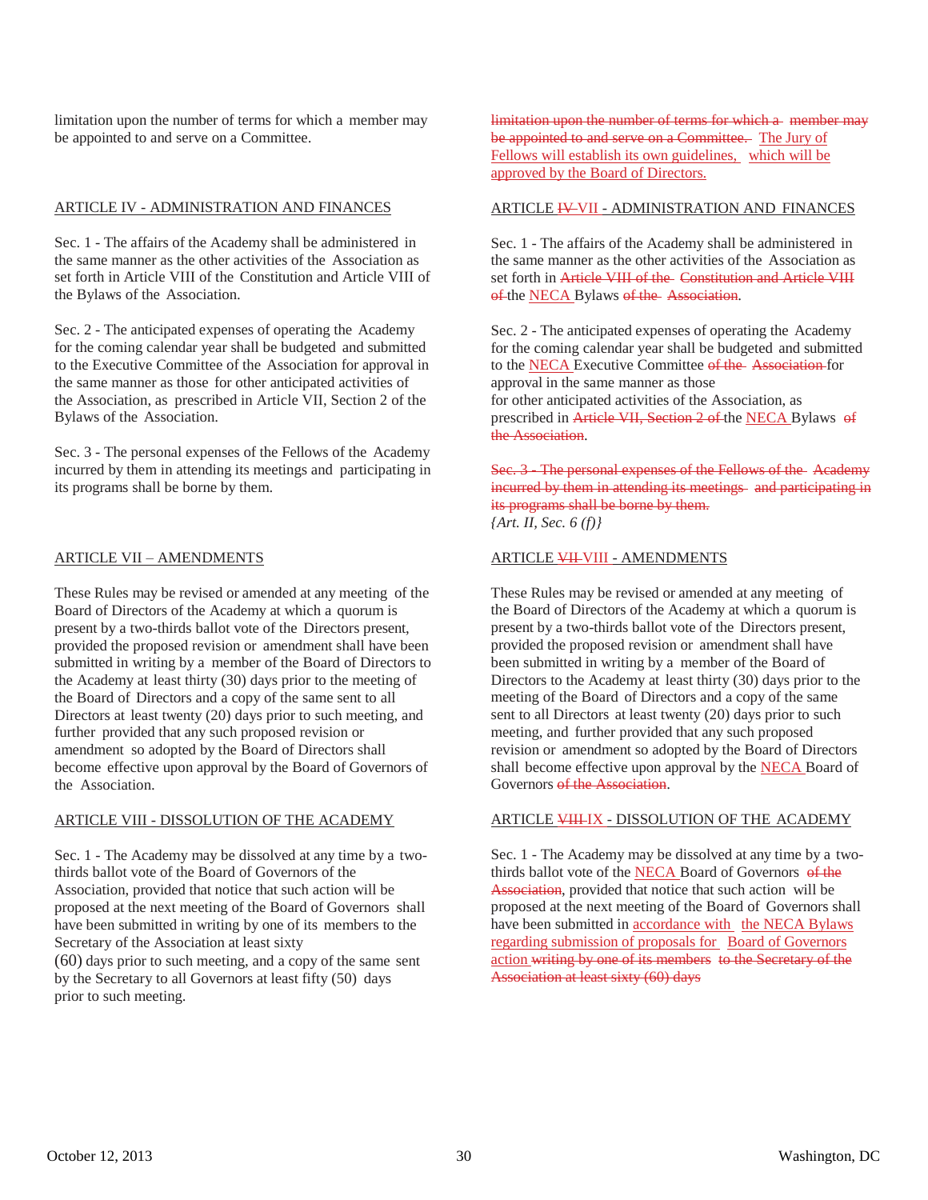| | |
|---|---|
| limitation upon the number of terms for which a member may be appointed to and serve on a Committee. | ~~limitation upon the number of terms for which a member may be appointed to and serve on a Committee.~~ The Jury of Fellows will establish its own guidelines, which will be approved by the Board of Directors. |
| ARTICLE IV - ADMINISTRATION AND FINANCES | ARTICLE ~~IV~~ VII - ADMINISTRATION AND FINANCES |
| Sec. 1 - The affairs of the Academy shall be administered in the same manner as the other activities of the Association as set forth in Article VIII of the Constitution and Article VIII of the Bylaws of the Association. | Sec. 1 - The affairs of the Academy shall be administered in the same manner as the other activities of the Association as set forth in ~~Article VIII of the Constitution and Article VIII of~~ the NECA Bylaws ~~of the Association~~. |
| Sec. 2 - The anticipated expenses of operating the Academy for the coming calendar year shall be budgeted and submitted to the Executive Committee of the Association for approval in the same manner as those for other anticipated activities of the Association, as prescribed in Article VII, Section 2 of the Bylaws of the Association. | Sec. 2 - The anticipated expenses of operating the Academy for the coming calendar year shall be budgeted and submitted to the NECA Executive Committee ~~of the Association~~ for approval in the same manner as those for other anticipated activities of the Association, as prescribed in ~~Article VII, Section 2 of~~ the NECA Bylaws ~~of the Association~~. |
| Sec. 3 - The personal expenses of the Fellows of the Academy incurred by them in attending its meetings and participating in its programs shall be borne by them. | ~~Sec. 3 - The personal expenses of the Fellows of the Academy incurred by them in attending its meetings and participating in its programs shall be borne by them.~~ *{Art. II, Sec. 6 (f)}* |
| ARTICLE VII – AMENDMENTS | ARTICLE ~~VII~~ VIII - AMENDMENTS |
| These Rules may be revised or amended at any meeting of the Board of Directors of the Academy at which a quorum is present by a two-thirds ballot vote of the Directors present, provided the proposed revision or amendment shall have been submitted in writing by a member of the Board of Directors to the Academy at least thirty (30) days prior to the meeting of the Board of Directors and a copy of the same sent to all Directors at least twenty (20) days prior to such meeting, and further provided that any such proposed revision or amendment so adopted by the Board of Directors shall become effective upon approval by the Board of Governors of the Association. | These Rules may be revised or amended at any meeting of the Board of Directors of the Academy at which a quorum is present by a two-thirds ballot vote of the Directors present, provided the proposed revision or amendment shall have been submitted in writing by a member of the Board of Directors to the Academy at least thirty (30) days prior to the meeting of the Board of Directors and a copy of the same sent to all Directors at least twenty (20) days prior to such meeting, and further provided that any such proposed revision or amendment so adopted by the Board of Directors shall become effective upon approval by the NECA Board of Governors ~~of the Association~~. |
| ARTICLE VIII - DISSOLUTION OF THE ACADEMY | ARTICLE ~~VIII~~ IX - DISSOLUTION OF THE ACADEMY |
| Sec. 1 - The Academy may be dissolved at any time by a two-thirds ballot vote of the Board of Governors of the Association, provided that notice that such action will be proposed at the next meeting of the Board of Governors shall have been submitted in writing by one of its members to the Secretary of the Association at least sixty (60) days prior to such meeting, and a copy of the same sent by the Secretary to all Governors at least fifty (50) days prior to such meeting. | Sec. 1 - The Academy may be dissolved at any time by a two-thirds ballot vote of the NECA Board of Governors ~~of the Association~~, provided that notice that such action will be proposed at the next meeting of the Board of Governors shall have been submitted in accordance with the NECA Bylaws regarding submission of proposals for Board of Governors action ~~writing by one of its members to the Secretary of the Association at least sixty (60) days~~ |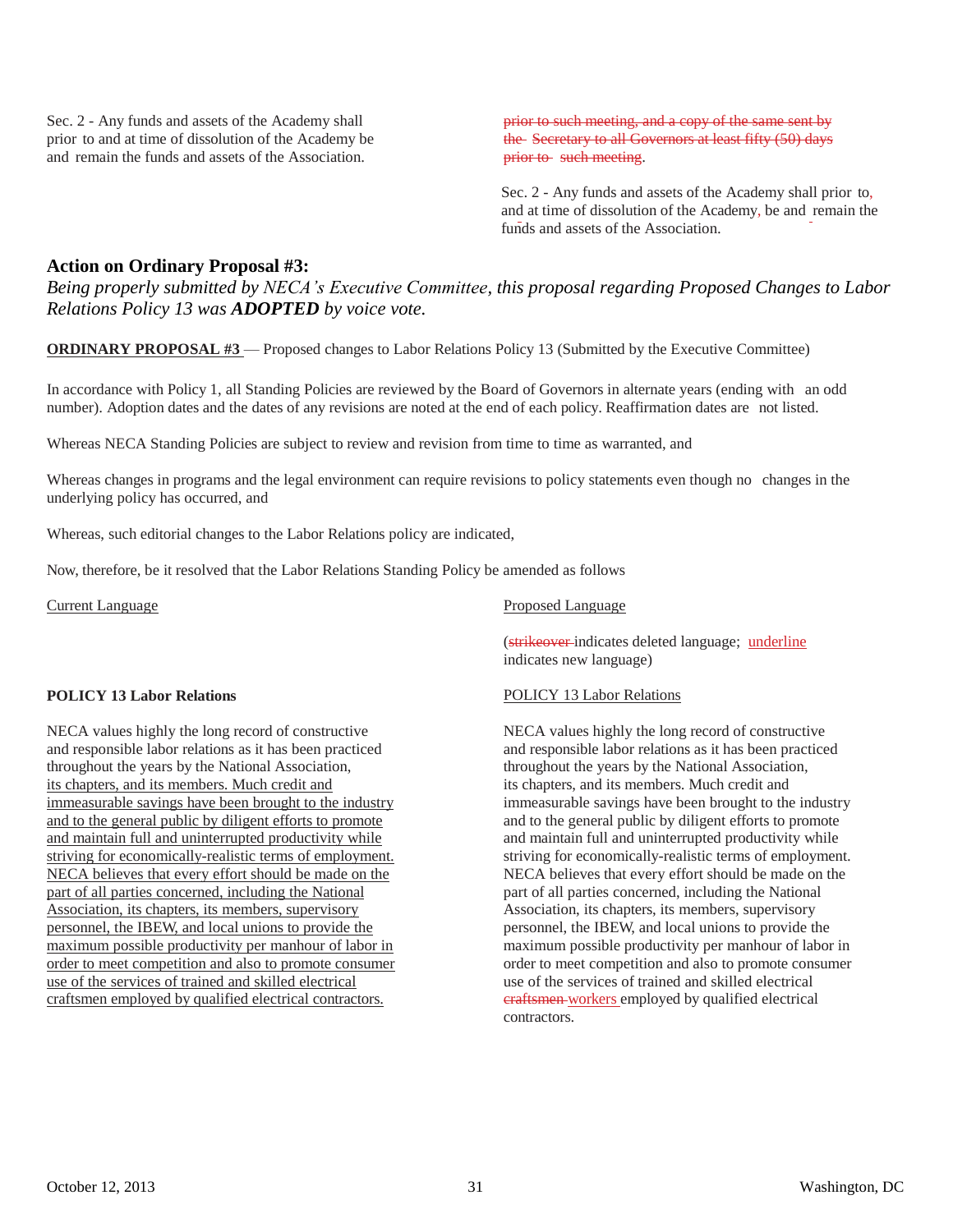Sec. 2 - Any funds and assets of the Academy shall prior to and at time of dissolution of the Academy be and remain the funds and assets of the Association.

~~prior to such meeting, and a copy of the same sent by the Secretary to all Governors at least fifty (50) days prior to such meeting~~.

Sec. 2 - Any funds and assets of the Academy shall prior to, and at time of dissolution of the Academy, be and remain the funds and assets of the Association.

## Action on Ordinary Proposal #3:

*Being properly submitted by NECA's Executive Committee, this proposal regarding Proposed Changes to Labor Relations Policy 13 was **ADOPTED** by voice vote.*

<u>**ORDINARY PROPOSAL #3**</u> — Proposed changes to Labor Relations Policy 13 (Submitted by the Executive Committee)

In accordance with Policy 1, all Standing Policies are reviewed by the Board of Governors in alternate years (ending with an odd number). Adoption dates and the dates of any revisions are noted at the end of each policy. Reaffirmation dates are not listed.

Whereas NECA Standing Policies are subject to review and revision from time to time as warranted, and

Whereas changes in programs and the legal environment can require revisions to policy statements even though no changes in the underlying policy has occurred, and

Whereas, such editorial changes to the Labor Relations policy are indicated,

Now, therefore, be it resolved that the Labor Relations Standing Policy be amended as follows

<u>Current Language</u>

**POLICY 13 Labor Relations**

NECA values highly the long record of constructive and responsible labor relations as it has been practiced throughout the years by the National Association, <u>its chapters, and its members. Much credit and immeasurable savings have been brought to the industry and to the general public by diligent efforts to promote and maintain full and uninterrupted productivity while striving for economically-realistic terms of employment. NECA believes that every effort should be made on the part of all parties concerned, including the National Association, its chapters, its members, supervisory personnel, the IBEW, and local unions to provide the maximum possible productivity per manhour of labor in order to meet competition and also to promote consumer use of the services of trained and skilled electrical craftsmen employed by qualified electrical contractors.</u>

<u>Proposed Language</u>

(~~strikeover~~ indicates deleted language; <u>underline</u> indicates new language)

<u>POLICY 13 Labor Relations</u>

NECA values highly the long record of constructive and responsible labor relations as it has been practiced throughout the years by the National Association, its chapters, and its members. Much credit and immeasurable savings have been brought to the industry and to the general public by diligent efforts to promote and maintain full and uninterrupted productivity while striving for economically-realistic terms of employment. NECA believes that every effort should be made on the part of all parties concerned, including the National Association, its chapters, its members, supervisory personnel, the IBEW, and local unions to provide the maximum possible productivity per manhour of labor in order to meet competition and also to promote consumer use of the services of trained and skilled electrical ~~craftsmen~~ <u>workers</u> employed by qualified electrical contractors.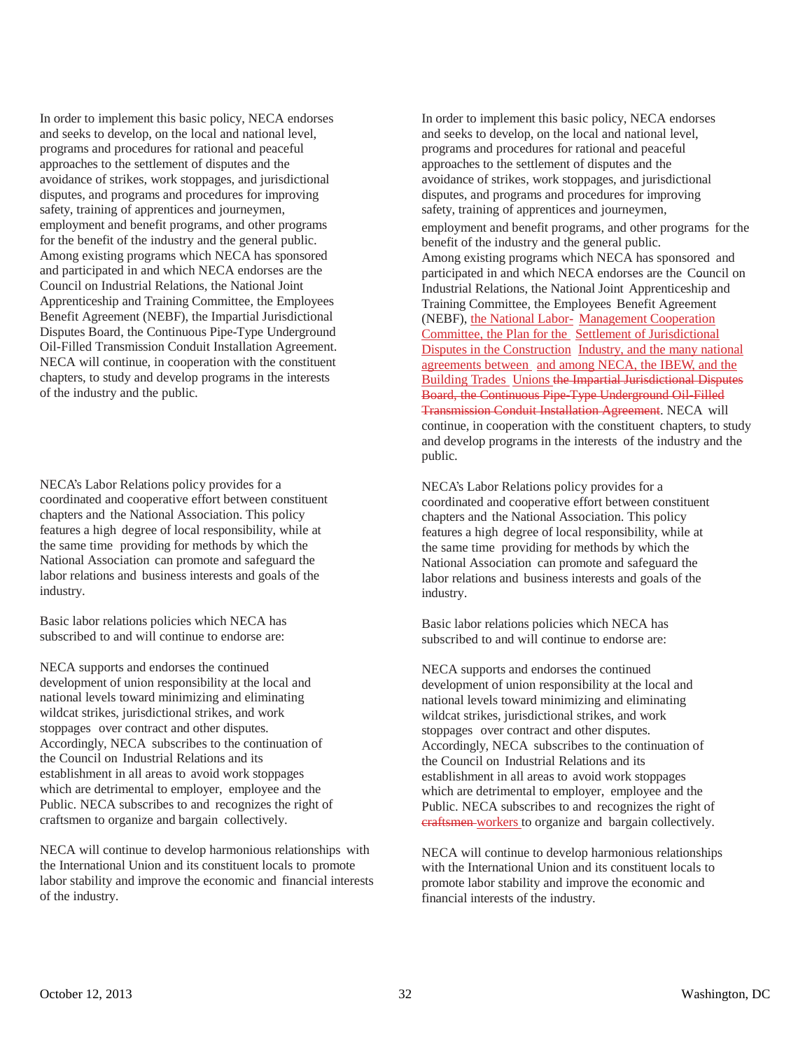In order to implement this basic policy, NECA endorses and seeks to develop, on the local and national level, programs and procedures for rational and peaceful approaches to the settlement of disputes and the avoidance of strikes, work stoppages, and jurisdictional disputes, and programs and procedures for improving safety, training of apprentices and journeymen, employment and benefit programs, and other programs for the benefit of the industry and the general public. Among existing programs which NECA has sponsored and participated in and which NECA endorses are the Council on Industrial Relations, the National Joint Apprenticeship and Training Committee, the Employees Benefit Agreement (NEBF), the Impartial Jurisdictional Disputes Board, the Continuous Pipe-Type Underground Oil-Filled Transmission Conduit Installation Agreement. NECA will continue, in cooperation with the constituent chapters, to study and develop programs in the interests of the industry and the public.

NECA's Labor Relations policy provides for a coordinated and cooperative effort between constituent chapters and the National Association. This policy features a high degree of local responsibility, while at the same time providing for methods by which the National Association can promote and safeguard the labor relations and business interests and goals of the industry.

Basic labor relations policies which NECA has subscribed to and will continue to endorse are:

NECA supports and endorses the continued development of union responsibility at the local and national levels toward minimizing and eliminating wildcat strikes, jurisdictional strikes, and work stoppages over contract and other disputes. Accordingly, NECA subscribes to the continuation of the Council on Industrial Relations and its establishment in all areas to avoid work stoppages which are detrimental to employer, employee and the Public. NECA subscribes to and recognizes the right of craftsmen to organize and bargain collectively.

NECA will continue to develop harmonious relationships with the International Union and its constituent locals to promote labor stability and improve the economic and financial interests of the industry.

---

In order to implement this basic policy, NECA endorses and seeks to develop, on the local and national level, programs and procedures for rational and peaceful approaches to the settlement of disputes and the avoidance of strikes, work stoppages, and jurisdictional disputes, and programs and procedures for improving safety, training of apprentices and journeymen, employment and benefit programs, and other programs for the benefit of the industry and the general public. Among existing programs which NECA has sponsored and participated in and which NECA endorses are the Council on Industrial Relations, the National Joint Apprenticeship and Training Committee, the Employees Benefit Agreement (NEBF), <u>the National Labor- Management Cooperation Committee, the Plan for the Settlement of Jurisdictional Disputes in the Construction Industry, and the many national agreements between and among NECA, the IBEW, and the Building Trades Unions</u> ~~the Impartial Jurisdictional Disputes Board, the Continuous Pipe-Type Underground Oil-Filled Transmission Conduit Installation Agreement~~. NECA will continue, in cooperation with the constituent chapters, to study and develop programs in the interests of the industry and the public.

NECA's Labor Relations policy provides for a coordinated and cooperative effort between constituent chapters and the National Association. This policy features a high degree of local responsibility, while at the same time providing for methods by which the National Association can promote and safeguard the labor relations and business interests and goals of the industry.

Basic labor relations policies which NECA has subscribed to and will continue to endorse are:

NECA supports and endorses the continued development of union responsibility at the local and national levels toward minimizing and eliminating wildcat strikes, jurisdictional strikes, and work stoppages over contract and other disputes. Accordingly, NECA subscribes to the continuation of the Council on Industrial Relations and its establishment in all areas to avoid work stoppages which are detrimental to employer, employee and the Public. NECA subscribes to and recognizes the right of ~~craftsmen~~ <u>workers</u> to organize and bargain collectively.

NECA will continue to develop harmonious relationships with the International Union and its constituent locals to promote labor stability and improve the economic and financial interests of the industry.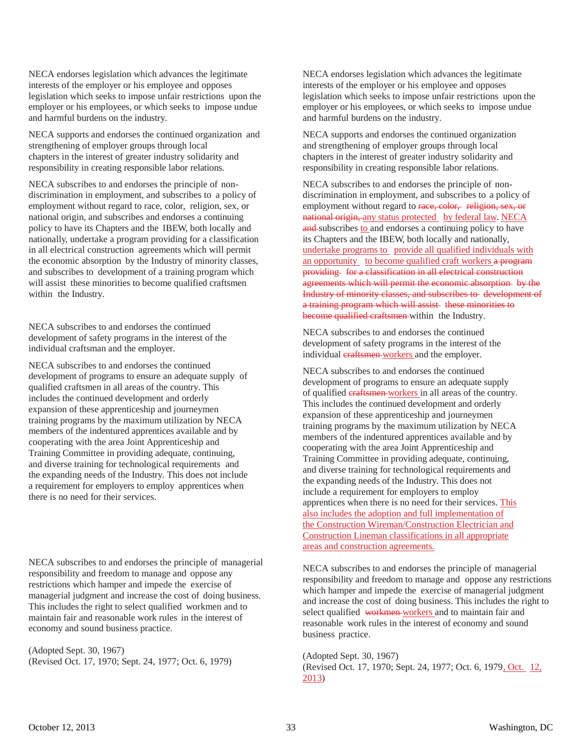NECA endorses legislation which advances the legitimate interests of the employer or his employee and opposes legislation which seeks to impose unfair restrictions upon the employer or his employees, or which seeks to impose undue and harmful burdens on the industry.

NECA supports and endorses the continued organization and strengthening of employer groups through local chapters in the interest of greater industry solidarity and responsibility in creating responsible labor relations.

NECA subscribes to and endorses the principle of non-discrimination in employment, and subscribes to a policy of employment without regard to race, color, religion, sex, or national origin, and subscribes and endorses a continuing policy to have its Chapters and the IBEW, both locally and nationally, undertake a program providing for a classification in all electrical construction agreements which will permit the economic absorption by the Industry of minority classes, and subscribes to development of a training program which will assist these minorities to become qualified craftsmen within the Industry.

NECA subscribes to and endorses the continued development of safety programs in the interest of the individual craftsman and the employer.

NECA subscribes to and endorses the continued development of programs to ensure an adequate supply of qualified craftsmen in all areas of the country. This includes the continued development and orderly expansion of these apprenticeship and journeymen training programs by the maximum utilization by NECA members of the indentured apprentices available and by cooperating with the area Joint Apprenticeship and Training Committee in providing adequate, continuing, and diverse training for technological requirements and the expanding needs of the Industry. This does not include a requirement for employers to employ apprentices when there is no need for their services.

NECA subscribes to and endorses the principle of managerial responsibility and freedom to manage and oppose any restrictions which hamper and impede the exercise of managerial judgment and increase the cost of doing business. This includes the right to select qualified workmen and to maintain fair and reasonable work rules in the interest of economy and sound business practice.

(Adopted Sept. 30, 1967)
(Revised Oct. 17, 1970; Sept. 24, 1977; Oct. 6, 1979)

---

NECA endorses legislation which advances the legitimate interests of the employer or his employee and opposes legislation which seeks to impose unfair restrictions upon the employer or his employees, or which seeks to impose undue and harmful burdens on the industry.

NECA supports and endorses the continued organization and strengthening of employer groups through local chapters in the interest of greater industry solidarity and responsibility in creating responsible labor relations.

NECA subscribes to and endorses the principle of non-discrimination in employment, and subscribes to a policy of employment without regard to ~~race, color, religion, sex, or national origin,~~ <u>any status protected by federal law</u>. <u>NECA</u> ~~and~~ subscribes <u>to</u> and endorses a continuing policy to have its Chapters and the IBEW, both locally and nationally, <u>undertake programs to provide all qualified individuals with an opportunity to become qualified craft workers</u> ~~a program providing for a classification in all electrical construction agreements which will permit the economic absorption by the Industry of minority classes, and subscribes to development of a training program which will assist these minorities to become qualified craftsmen~~ within the Industry.

NECA subscribes to and endorses the continued development of safety programs in the interest of the individual ~~craftsmen~~ <u>workers</u> and the employer.

NECA subscribes to and endorses the continued development of programs to ensure an adequate supply of qualified ~~craftsmen~~ <u>workers</u> in all areas of the country. This includes the continued development and orderly expansion of these apprenticeship and journeymen training programs by the maximum utilization by NECA members of the indentured apprentices available and by cooperating with the area Joint Apprenticeship and Training Committee in providing adequate, continuing, and diverse training for technological requirements and the expanding needs of the Industry. This does not include a requirement for employers to employ apprentices when there is no need for their services. <u>This also includes the adoption and full implementation of the Construction Wireman/Construction Electrician and Construction Lineman classifications in all appropriate areas and construction agreements.</u>

NECA subscribes to and endorses the principle of managerial responsibility and freedom to manage and oppose any restrictions which hamper and impede the exercise of managerial judgment and increase the cost of doing business. This includes the right to select qualified ~~workmen~~ <u>workers</u> and to maintain fair and reasonable work rules in the interest of economy and sound business practice.

(Adopted Sept. 30, 1967)
(Revised Oct. 17, 1970; Sept. 24, 1977; Oct. 6, 1979<u>, Oct. 12, 2013</u>)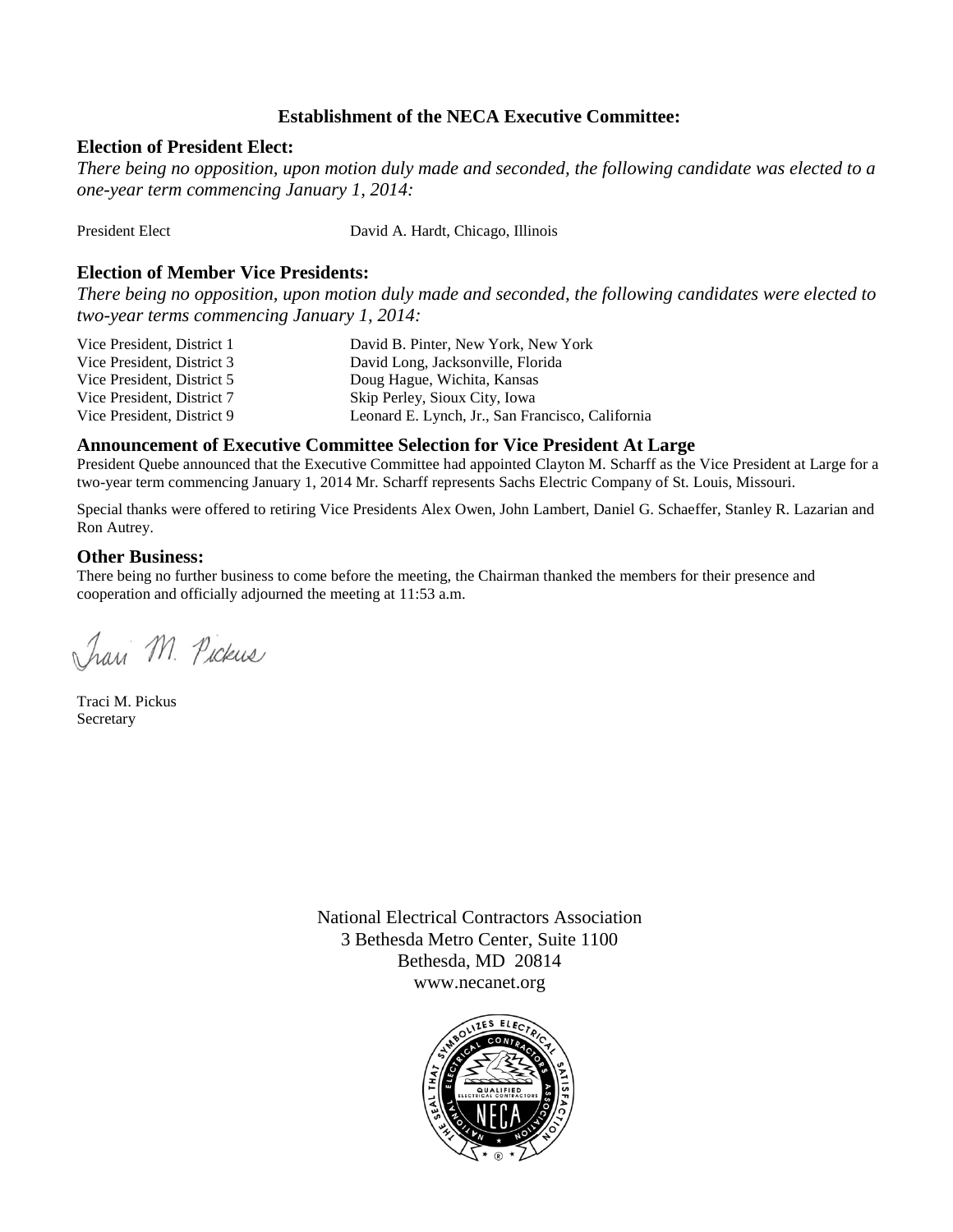## Establishment of the NECA Executive Committee:

### Election of President Elect:

*There being no opposition, upon motion duly made and seconded, the following candidate was elected to a one-year term commencing January 1, 2014:*

| | |
|---|---|
| President Elect | David A. Hardt, Chicago, Illinois |

### Election of Member Vice Presidents:

*There being no opposition, upon motion duly made and seconded, the following candidates were elected to two-year terms commencing January 1, 2014:*

| | |
|---|---|
| Vice President, District 1 | David B. Pinter, New York, New York |
| Vice President, District 3 | David Long, Jacksonville, Florida |
| Vice President, District 5 | Doug Hague, Wichita, Kansas |
| Vice President, District 7 | Skip Perley, Sioux City, Iowa |
| Vice President, District 9 | Leonard E. Lynch, Jr., San Francisco, California |

### Announcement of Executive Committee Selection for Vice President At Large

President Quebe announced that the Executive Committee had appointed Clayton M. Scharff as the Vice President at Large for a two-year term commencing January 1, 2014 Mr. Scharff represents Sachs Electric Company of St. Louis, Missouri.

Special thanks were offered to retiring Vice Presidents Alex Owen, John Lambert, Daniel G. Schaeffer, Stanley R. Lazarian and Ron Autrey.

### Other Business:

There being no further business to come before the meeting, the Chairman thanked the members for their presence and cooperation and officially adjourned the meeting at 11:53 a.m.

Traci M. Pickus
Secretary

National Electrical Contractors Association
3 Bethesda Metro Center, Suite 1100
Bethesda, MD 20814
www.necanet.org